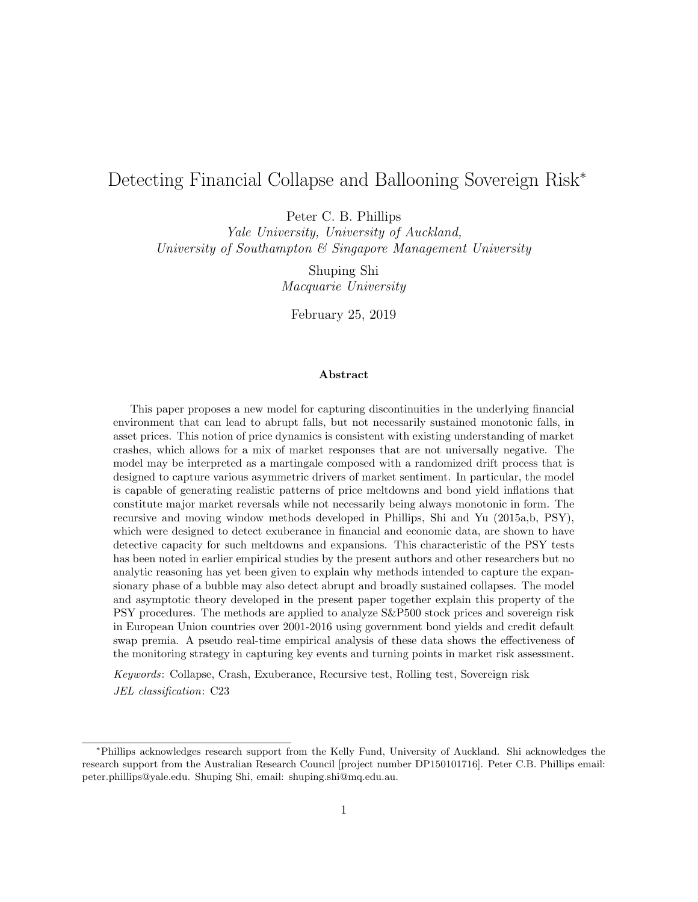# Detecting Financial Collapse and Ballooning Sovereign Risk*

Peter C. B. Phillips
*Yale University, University of Auckland,*
*University of Southampton & Singapore Management University*

Shuping Shi
*Macquarie University*

February 25, 2019

## Abstract

This paper proposes a new model for capturing discontinuities in the underlying financial environment that can lead to abrupt falls, but not necessarily sustained monotonic falls, in asset prices. This notion of price dynamics is consistent with existing understanding of market crashes, which allows for a mix of market responses that are not universally negative. The model may be interpreted as a martingale composed with a randomized drift process that is designed to capture various asymmetric drivers of market sentiment. In particular, the model is capable of generating realistic patterns of price meltdowns and bond yield inflations that constitute major market reversals while not necessarily being always monotonic in form. The recursive and moving window methods developed in Phillips, Shi and Yu (2015a,b, PSY), which were designed to detect exuberance in financial and economic data, are shown to have detective capacity for such meltdowns and expansions. This characteristic of the PSY tests has been noted in earlier empirical studies by the present authors and other researchers but no analytic reasoning has yet been given to explain why methods intended to capture the expansionary phase of a bubble may also detect abrupt and broadly sustained collapses. The model and asymptotic theory developed in the present paper together explain this property of the PSY procedures. The methods are applied to analyze S&P500 stock prices and sovereign risk in European Union countries over 2001-2016 using government bond yields and credit default swap premia. A pseudo real-time empirical analysis of these data shows the effectiveness of the monitoring strategy in capturing key events and turning points in market risk assessment.

*Keywords*: Collapse, Crash, Exuberance, Recursive test, Rolling test, Sovereign risk

*JEL classification*: C23

---

*Phillips acknowledges research support from the Kelly Fund, University of Auckland. Shi acknowledges the research support from the Australian Research Council [project number DP150101716]. Peter C.B. Phillips email: peter.phillips@yale.edu. Shuping Shi, email: shuping.shi@mq.edu.au.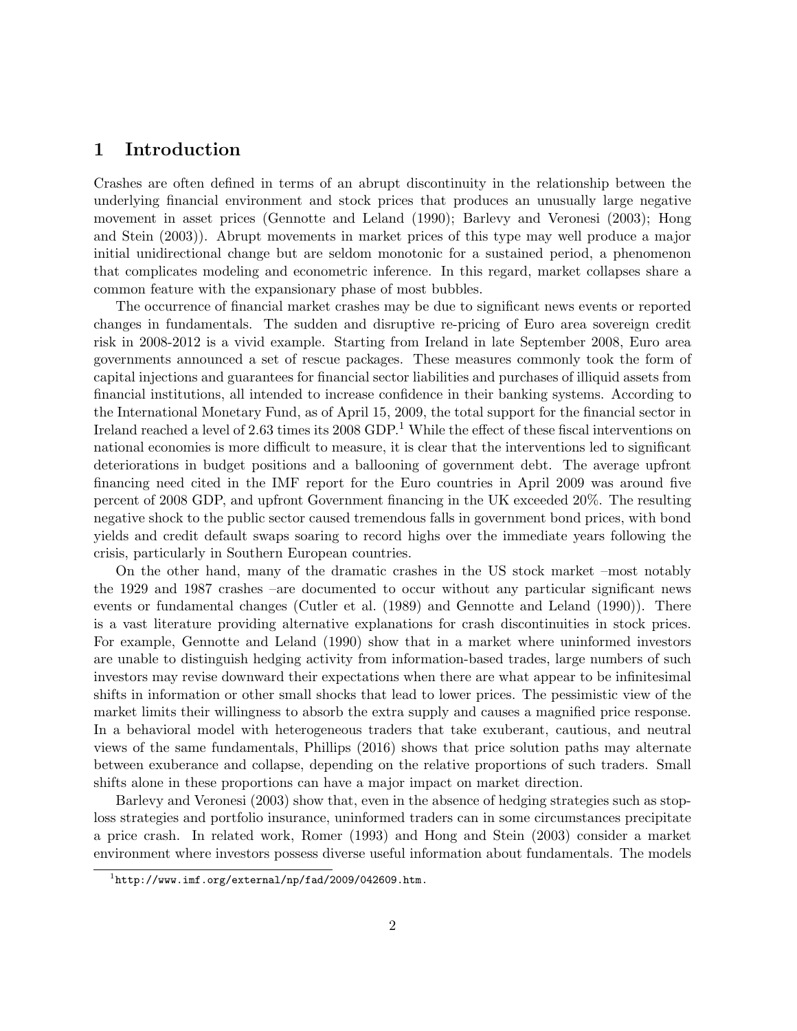## 1 Introduction

Crashes are often defined in terms of an abrupt discontinuity in the relationship between the underlying financial environment and stock prices that produces an unusually large negative movement in asset prices (Gennotte and Leland (1990); Barlevy and Veronesi (2003); Hong and Stein (2003)). Abrupt movements in market prices of this type may well produce a major initial unidirectional change but are seldom monotonic for a sustained period, a phenomenon that complicates modeling and econometric inference. In this regard, market collapses share a common feature with the expansionary phase of most bubbles.

The occurrence of financial market crashes may be due to significant news events or reported changes in fundamentals. The sudden and disruptive re-pricing of Euro area sovereign credit risk in 2008-2012 is a vivid example. Starting from Ireland in late September 2008, Euro area governments announced a set of rescue packages. These measures commonly took the form of capital injections and guarantees for financial sector liabilities and purchases of illiquid assets from financial institutions, all intended to increase confidence in their banking systems. According to the International Monetary Fund, as of April 15, 2009, the total support for the financial sector in Ireland reached a level of 2.63 times its 2008 GDP.[1] While the effect of these fiscal interventions on national economies is more difficult to measure, it is clear that the interventions led to significant deteriorations in budget positions and a ballooning of government debt. The average upfront financing need cited in the IMF report for the Euro countries in April 2009 was around five percent of 2008 GDP, and upfront Government financing in the UK exceeded 20%. The resulting negative shock to the public sector caused tremendous falls in government bond prices, with bond yields and credit default swaps soaring to record highs over the immediate years following the crisis, particularly in Southern European countries.

On the other hand, many of the dramatic crashes in the US stock market –most notably the 1929 and 1987 crashes –are documented to occur without any particular significant news events or fundamental changes (Cutler et al. (1989) and Gennotte and Leland (1990)). There is a vast literature providing alternative explanations for crash discontinuities in stock prices. For example, Gennotte and Leland (1990) show that in a market where uninformed investors are unable to distinguish hedging activity from information-based trades, large numbers of such investors may revise downward their expectations when there are what appear to be infinitesimal shifts in information or other small shocks that lead to lower prices. The pessimistic view of the market limits their willingness to absorb the extra supply and causes a magnified price response. In a behavioral model with heterogeneous traders that take exuberant, cautious, and neutral views of the same fundamentals, Phillips (2016) shows that price solution paths may alternate between exuberance and collapse, depending on the relative proportions of such traders. Small shifts alone in these proportions can have a major impact on market direction.

Barlevy and Veronesi (2003) show that, even in the absence of hedging strategies such as stop-loss strategies and portfolio insurance, uninformed traders can in some circumstances precipitate a price crash. In related work, Romer (1993) and Hong and Stein (2003) consider a market environment where investors possess diverse useful information about fundamentals. The models

[1] http://www.imf.org/external/np/fad/2009/042609.htm.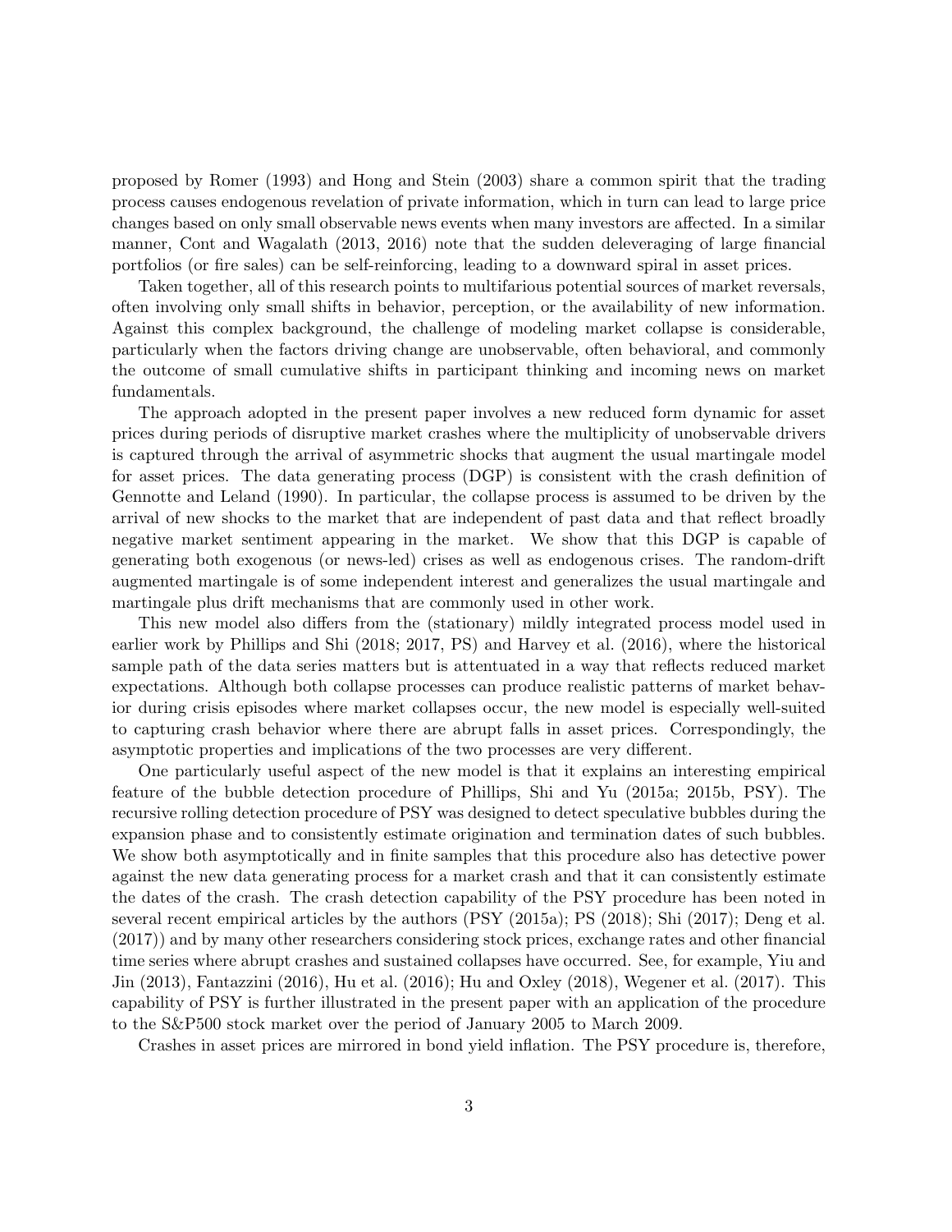proposed by Romer (1993) and Hong and Stein (2003) share a common spirit that the trading process causes endogenous revelation of private information, which in turn can lead to large price changes based on only small observable news events when many investors are affected. In a similar manner, Cont and Wagalath (2013, 2016) note that the sudden deleveraging of large financial portfolios (or fire sales) can be self-reinforcing, leading to a downward spiral in asset prices.

Taken together, all of this research points to multifarious potential sources of market reversals, often involving only small shifts in behavior, perception, or the availability of new information. Against this complex background, the challenge of modeling market collapse is considerable, particularly when the factors driving change are unobservable, often behavioral, and commonly the outcome of small cumulative shifts in participant thinking and incoming news on market fundamentals.

The approach adopted in the present paper involves a new reduced form dynamic for asset prices during periods of disruptive market crashes where the multiplicity of unobservable drivers is captured through the arrival of asymmetric shocks that augment the usual martingale model for asset prices. The data generating process (DGP) is consistent with the crash definition of Gennotte and Leland (1990). In particular, the collapse process is assumed to be driven by the arrival of new shocks to the market that are independent of past data and that reflect broadly negative market sentiment appearing in the market. We show that this DGP is capable of generating both exogenous (or news-led) crises as well as endogenous crises. The random-drift augmented martingale is of some independent interest and generalizes the usual martingale and martingale plus drift mechanisms that are commonly used in other work.

This new model also differs from the (stationary) mildly integrated process model used in earlier work by Phillips and Shi (2018; 2017, PS) and Harvey et al. (2016), where the historical sample path of the data series matters but is attentuated in a way that reflects reduced market expectations. Although both collapse processes can produce realistic patterns of market behavior during crisis episodes where market collapses occur, the new model is especially well-suited to capturing crash behavior where there are abrupt falls in asset prices. Correspondingly, the asymptotic properties and implications of the two processes are very different.

One particularly useful aspect of the new model is that it explains an interesting empirical feature of the bubble detection procedure of Phillips, Shi and Yu (2015a; 2015b, PSY). The recursive rolling detection procedure of PSY was designed to detect speculative bubbles during the expansion phase and to consistently estimate origination and termination dates of such bubbles. We show both asymptotically and in finite samples that this procedure also has detective power against the new data generating process for a market crash and that it can consistently estimate the dates of the crash. The crash detection capability of the PSY procedure has been noted in several recent empirical articles by the authors (PSY (2015a); PS (2018); Shi (2017); Deng et al. (2017)) and by many other researchers considering stock prices, exchange rates and other financial time series where abrupt crashes and sustained collapses have occurred. See, for example, Yiu and Jin (2013), Fantazzini (2016), Hu et al. (2016); Hu and Oxley (2018), Wegener et al. (2017). This capability of PSY is further illustrated in the present paper with an application of the procedure to the S&P500 stock market over the period of January 2005 to March 2009.

Crashes in asset prices are mirrored in bond yield inflation. The PSY procedure is, therefore,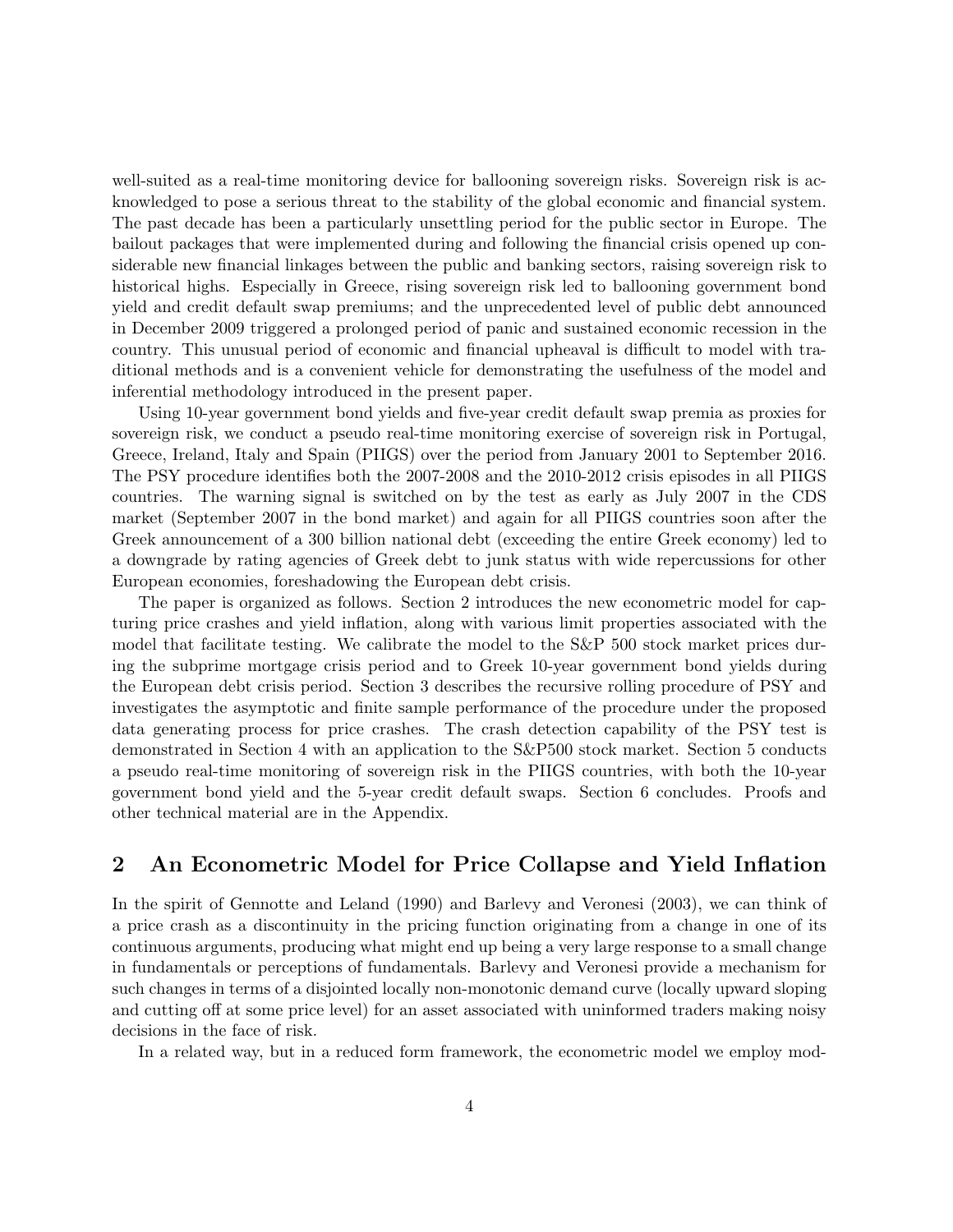well-suited as a real-time monitoring device for ballooning sovereign risks. Sovereign risk is acknowledged to pose a serious threat to the stability of the global economic and financial system. The past decade has been a particularly unsettling period for the public sector in Europe. The bailout packages that were implemented during and following the financial crisis opened up considerable new financial linkages between the public and banking sectors, raising sovereign risk to historical highs. Especially in Greece, rising sovereign risk led to ballooning government bond yield and credit default swap premiums; and the unprecedented level of public debt announced in December 2009 triggered a prolonged period of panic and sustained economic recession in the country. This unusual period of economic and financial upheaval is difficult to model with traditional methods and is a convenient vehicle for demonstrating the usefulness of the model and inferential methodology introduced in the present paper.

Using 10-year government bond yields and five-year credit default swap premia as proxies for sovereign risk, we conduct a pseudo real-time monitoring exercise of sovereign risk in Portugal, Greece, Ireland, Italy and Spain (PIIGS) over the period from January 2001 to September 2016. The PSY procedure identifies both the 2007-2008 and the 2010-2012 crisis episodes in all PIIGS countries. The warning signal is switched on by the test as early as July 2007 in the CDS market (September 2007 in the bond market) and again for all PIIGS countries soon after the Greek announcement of a 300 billion national debt (exceeding the entire Greek economy) led to a downgrade by rating agencies of Greek debt to junk status with wide repercussions for other European economies, foreshadowing the European debt crisis.

The paper is organized as follows. Section 2 introduces the new econometric model for capturing price crashes and yield inflation, along with various limit properties associated with the model that facilitate testing. We calibrate the model to the S&P 500 stock market prices during the subprime mortgage crisis period and to Greek 10-year government bond yields during the European debt crisis period. Section 3 describes the recursive rolling procedure of PSY and investigates the asymptotic and finite sample performance of the procedure under the proposed data generating process for price crashes. The crash detection capability of the PSY test is demonstrated in Section 4 with an application to the S&P500 stock market. Section 5 conducts a pseudo real-time monitoring of sovereign risk in the PIIGS countries, with both the 10-year government bond yield and the 5-year credit default swaps. Section 6 concludes. Proofs and other technical material are in the Appendix.

## 2 An Econometric Model for Price Collapse and Yield Inflation

In the spirit of Gennotte and Leland (1990) and Barlevy and Veronesi (2003), we can think of a price crash as a discontinuity in the pricing function originating from a change in one of its continuous arguments, producing what might end up being a very large response to a small change in fundamentals or perceptions of fundamentals. Barlevy and Veronesi provide a mechanism for such changes in terms of a disjointed locally non-monotonic demand curve (locally upward sloping and cutting off at some price level) for an asset associated with uninformed traders making noisy decisions in the face of risk.

In a related way, but in a reduced form framework, the econometric model we employ mod-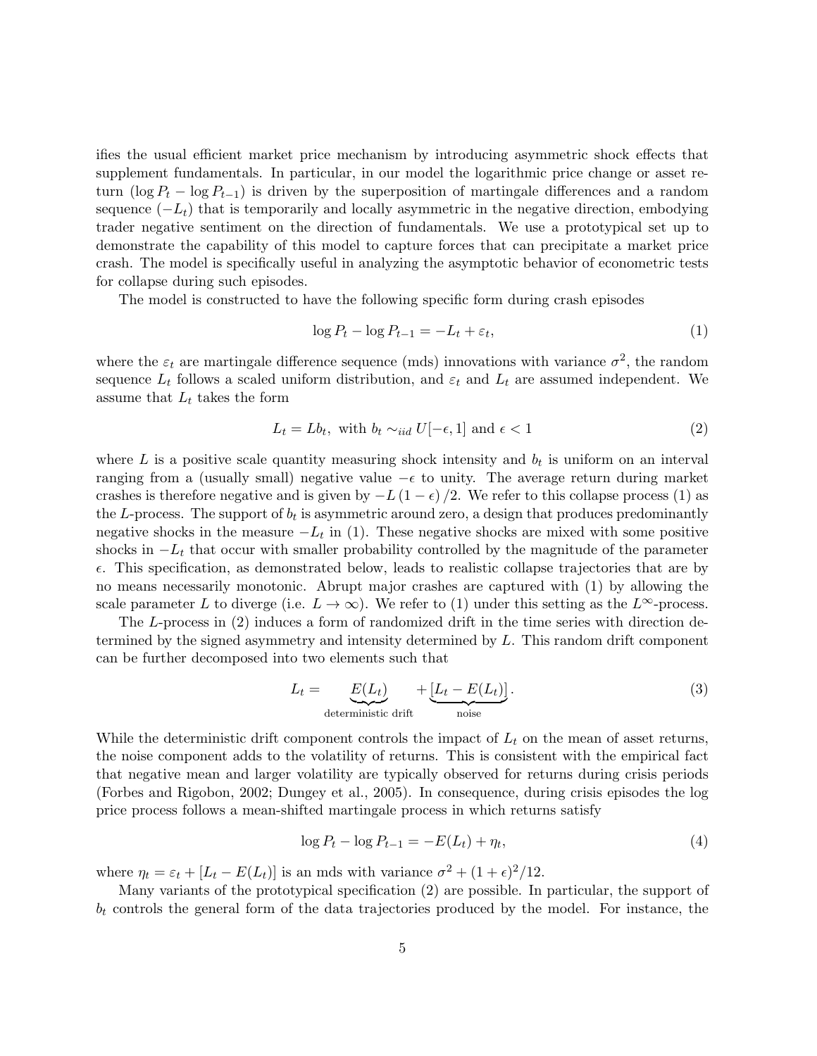ifies the usual efficient market price mechanism by introducing asymmetric shock effects that supplement fundamentals. In particular, in our model the logarithmic price change or asset return ($\log P_t - \log P_{t-1}$) is driven by the superposition of martingale differences and a random sequence ($-L_t$) that is temporarily and locally asymmetric in the negative direction, embodying trader negative sentiment on the direction of fundamentals. We use a prototypical set up to demonstrate the capability of this model to capture forces that can precipitate a market price crash. The model is specifically useful in analyzing the asymptotic behavior of econometric tests for collapse during such episodes.

The model is constructed to have the following specific form during crash episodes

$$\log P_t - \log P_{t-1} = -L_t + \varepsilon_t, \tag{1}$$

where the $\varepsilon_t$ are martingale difference sequence (mds) innovations with variance $\sigma^2$, the random sequence $L_t$ follows a scaled uniform distribution, and $\varepsilon_t$ and $L_t$ are assumed independent. We assume that $L_t$ takes the form

$$L_t = Lb_t, \text{ with } b_t \sim_{iid} U[-\epsilon, 1] \text{ and } \epsilon < 1 \tag{2}$$

where $L$ is a positive scale quantity measuring shock intensity and $b_t$ is uniform on an interval ranging from a (usually small) negative value $-\epsilon$ to unity. The average return during market crashes is therefore negative and is given by $-L(1-\epsilon)/2$. We refer to this collapse process (1) as the $L$-process. The support of $b_t$ is asymmetric around zero, a design that produces predominantly negative shocks in the measure $-L_t$ in (1). These negative shocks are mixed with some positive shocks in $-L_t$ that occur with smaller probability controlled by the magnitude of the parameter $\epsilon$. This specification, as demonstrated below, leads to realistic collapse trajectories that are by no means necessarily monotonic. Abrupt major crashes are captured with (1) by allowing the scale parameter $L$ to diverge (i.e. $L \to \infty$). We refer to (1) under this setting as the $L^\infty$-process.

The $L$-process in (2) induces a form of randomized drift in the time series with direction determined by the signed asymmetry and intensity determined by $L$. This random drift component can be further decomposed into two elements such that

$$L_t = \underbrace{E(L_t)}_{\text{deterministic drift}} + \underbrace{[L_t - E(L_t)]}_{\text{noise}}. \tag{3}$$

While the deterministic drift component controls the impact of $L_t$ on the mean of asset returns, the noise component adds to the volatility of returns. This is consistent with the empirical fact that negative mean and larger volatility are typically observed for returns during crisis periods (Forbes and Rigobon, 2002; Dungey et al., 2005). In consequence, during crisis episodes the log price process follows a mean-shifted martingale process in which returns satisfy

$$\log P_t - \log P_{t-1} = -E(L_t) + \eta_t, \tag{4}$$

where $\eta_t = \varepsilon_t + [L_t - E(L_t)]$ is an mds with variance $\sigma^2 + (1+\epsilon)^2/12$.

Many variants of the prototypical specification (2) are possible. In particular, the support of $b_t$ controls the general form of the data trajectories produced by the model. For instance, the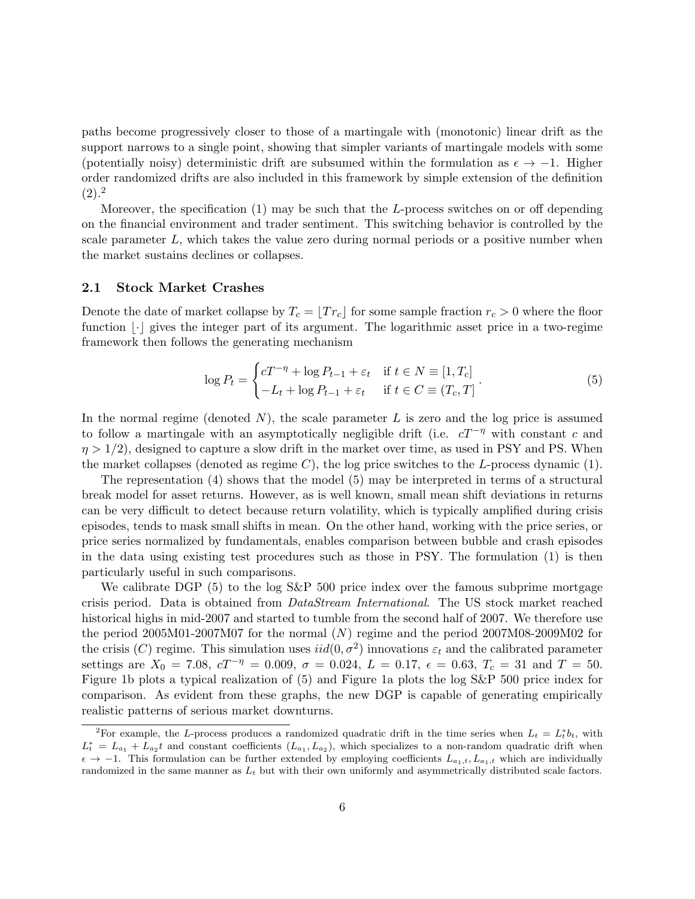paths become progressively closer to those of a martingale with (monotonic) linear drift as the support narrows to a single point, showing that simpler variants of martingale models with some (potentially noisy) deterministic drift are subsumed within the formulation as $\epsilon \to -1$. Higher order randomized drifts are also included in this framework by simple extension of the definition (2).[2]

Moreover, the specification (1) may be such that the $L$-process switches on or off depending on the financial environment and trader sentiment. This switching behavior is controlled by the scale parameter $L$, which takes the value zero during normal periods or a positive number when the market sustains declines or collapses.

### 2.1 Stock Market Crashes

Denote the date of market collapse by $T_c = \lfloor Tr_c \rfloor$ for some sample fraction $r_c > 0$ where the floor function $\lfloor \cdot \rfloor$ gives the integer part of its argument. The logarithmic asset price in a two-regime framework then follows the generating mechanism

$$\log P_t = \begin{cases} cT^{-\eta} + \log P_{t-1} + \varepsilon_t & \text{if } t \in N \equiv [1, T_c] \\ -L_t + \log P_{t-1} + \varepsilon_t & \text{if } t \in C \equiv (T_c, T] \end{cases}. \tag{5}$$

In the normal regime (denoted $N$), the scale parameter $L$ is zero and the log price is assumed to follow a martingale with an asymptotically negligible drift (i.e. $cT^{-\eta}$ with constant $c$ and $\eta > 1/2$), designed to capture a slow drift in the market over time, as used in PSY and PS. When the market collapses (denoted as regime $C$), the log price switches to the $L$-process dynamic (1).

The representation (4) shows that the model (5) may be interpreted in terms of a structural break model for asset returns. However, as is well known, small mean shift deviations in returns can be very difficult to detect because return volatility, which is typically amplified during crisis episodes, tends to mask small shifts in mean. On the other hand, working with the price series, or price series normalized by fundamentals, enables comparison between bubble and crash episodes in the data using existing test procedures such as those in PSY. The formulation (1) is then particularly useful in such comparisons.

We calibrate DGP (5) to the log S&P 500 price index over the famous subprime mortgage crisis period. Data is obtained from *DataStream International*. The US stock market reached historical highs in mid-2007 and started to tumble from the second half of 2007. We therefore use the period 2005M01-2007M07 for the normal ($N$) regime and the period 2007M08-2009M02 for the crisis ($C$) regime. This simulation uses $iid(0, \sigma^2)$ innovations $\varepsilon_t$ and the calibrated parameter settings are $X_0 = 7.08$, $cT^{-\eta} = 0.009$, $\sigma = 0.024$, $L = 0.17$, $\epsilon = 0.63$, $T_c = 31$ and $T = 50$. Figure 1b plots a typical realization of (5) and Figure 1a plots the log S&P 500 price index for comparison. As evident from these graphs, the new DGP is capable of generating empirically realistic patterns of serious market downturns.

[2] For example, the $L$-process produces a randomized quadratic drift in the time series when $L_t = L_t^* b_t$, with $L_t^* = L_{a_1} + L_{a_2} t$ and constant coefficients $(L_{a_1}, L_{a_2})$, which specializes to a non-random quadratic drift when $\epsilon \to -1$. This formulation can be further extended by employing coefficients $L_{a_1,t}, L_{a_1,t}$ which are individually randomized in the same manner as $L_t$ but with their own uniformly and asymmetrically distributed scale factors.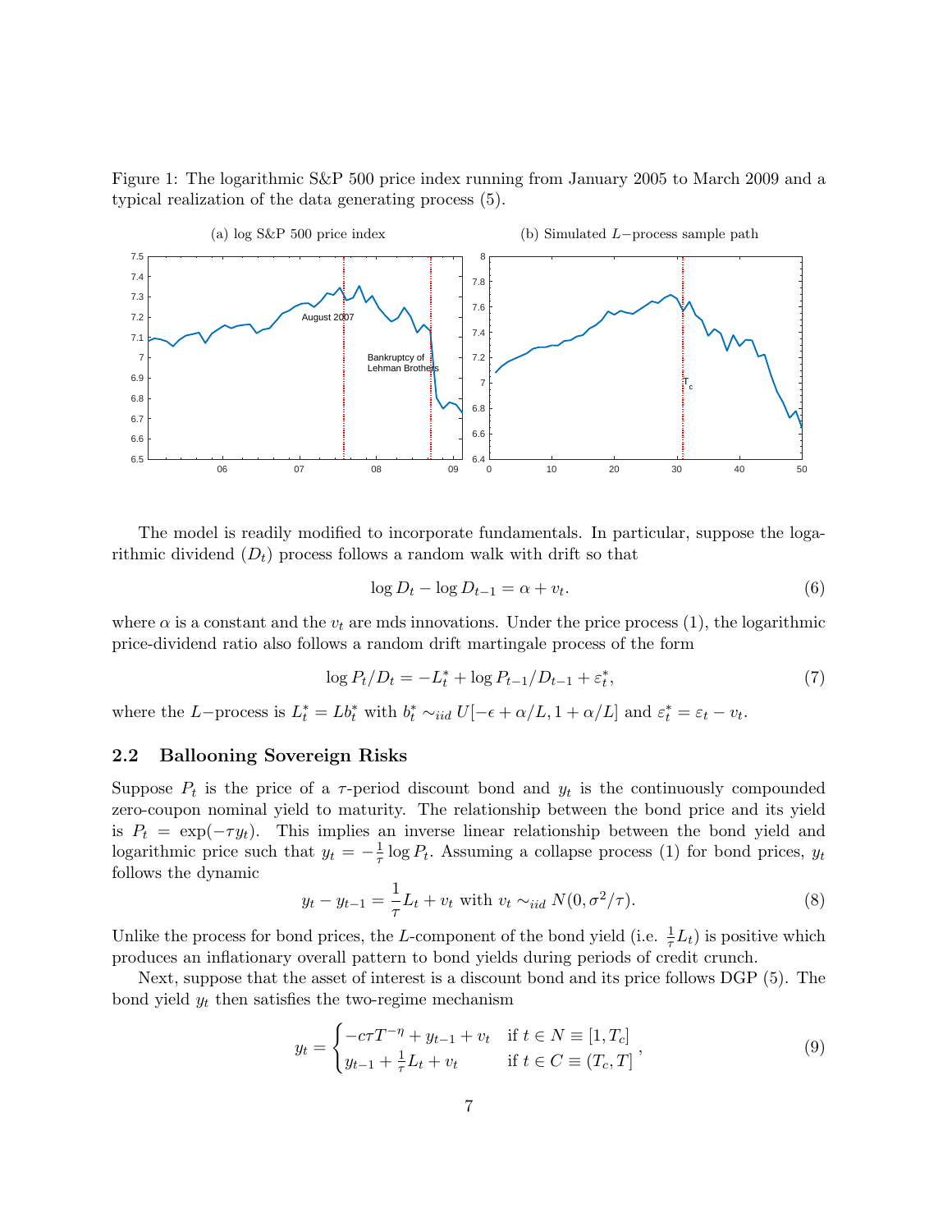Figure 1: The logarithmic S&P 500 price index running from January 2005 to March 2009 and a typical realization of the data generating process (5).

(a) log S&P 500 price index

(b) Simulated $L-$process sample path

The model is readily modified to incorporate fundamentals. In particular, suppose the logarithmic dividend ($D_t$) process follows a random walk with drift so that

$$\log D_t - \log D_{t-1} = \alpha + v_t. \tag{6}$$

where $\alpha$ is a constant and the $v_t$ are mds innovations. Under the price process (1), the logarithmic price-dividend ratio also follows a random drift martingale process of the form

$$\log P_t/D_t = -L_t^* + \log P_{t-1}/D_{t-1} + \varepsilon_t^*, \tag{7}$$

where the $L-$process is $L_t^* = Lb_t^*$ with $b_t^* \sim_{iid} U[-\epsilon + \alpha/L, 1 + \alpha/L]$ and $\varepsilon_t^* = \varepsilon_t - v_t$.

## 2.2 Ballooning Sovereign Risks

Suppose $P_t$ is the price of a $\tau$-period discount bond and $y_t$ is the continuously compounded zero-coupon nominal yield to maturity. The relationship between the bond price and its yield is $P_t = \exp(-\tau y_t)$. This implies an inverse linear relationship between the bond yield and logarithmic price such that $y_t = -\frac{1}{\tau}\log P_t$. Assuming a collapse process (1) for bond prices, $y_t$ follows the dynamic

$$y_t - y_{t-1} = \frac{1}{\tau}L_t + v_t \text{ with } v_t \sim_{iid} N(0, \sigma^2/\tau). \tag{8}$$

Unlike the process for bond prices, the $L$-component of the bond yield (i.e. $\frac{1}{\tau}L_t$) is positive which produces an inflationary overall pattern to bond yields during periods of credit crunch.

Next, suppose that the asset of interest is a discount bond and its price follows DGP (5). The bond yield $y_t$ then satisfies the two-regime mechanism

$$y_t = \begin{cases} -c\tau T^{-\eta} + y_{t-1} + v_t & \text{if } t \in N \equiv [1, T_c] \\ y_{t-1} + \frac{1}{\tau}L_t + v_t & \text{if } t \in C \equiv (T_c, T] \end{cases}, \tag{9}$$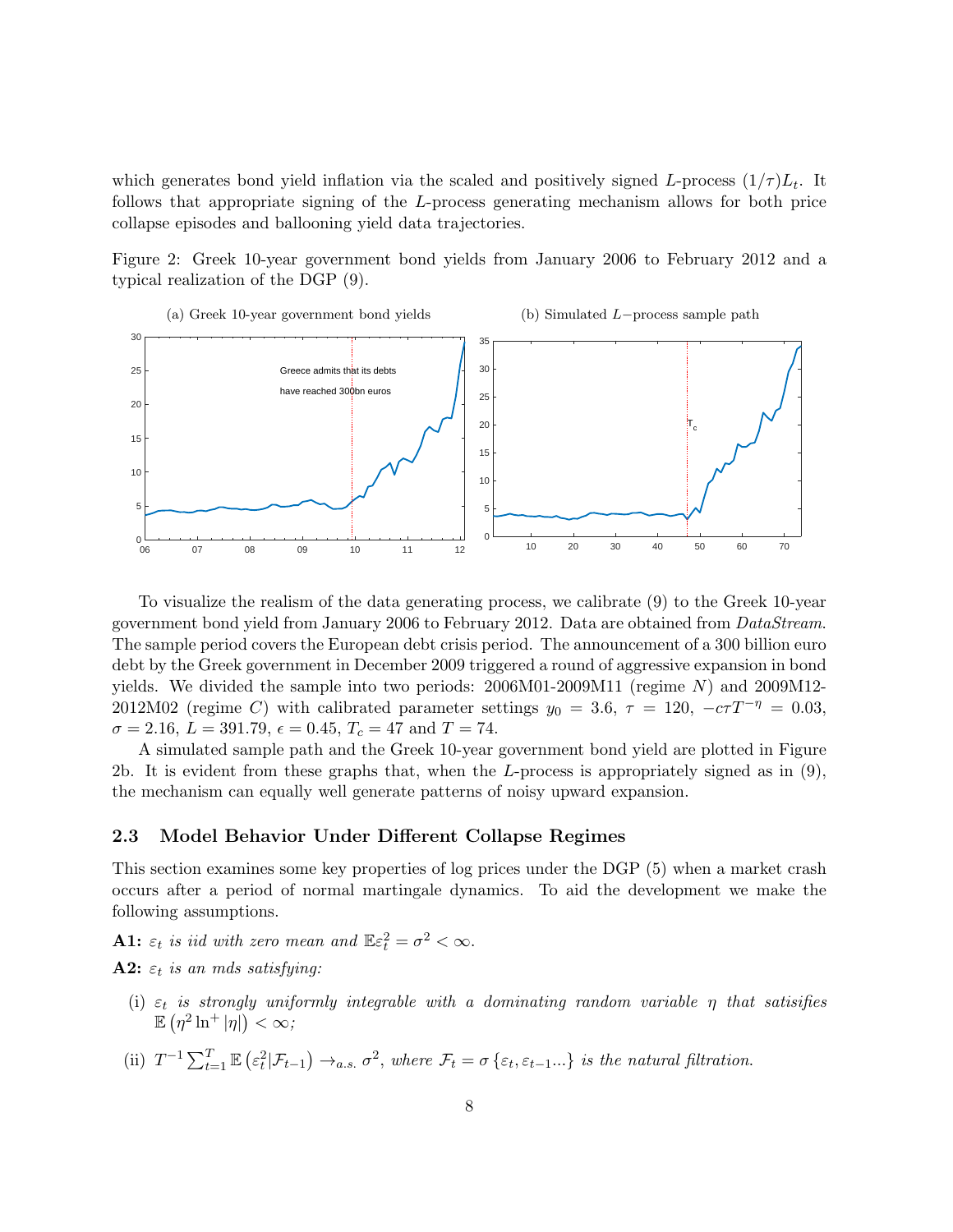which generates bond yield inflation via the scaled and positively signed $L$-process $(1/\tau)L_t$. It follows that appropriate signing of the $L$-process generating mechanism allows for both price collapse episodes and ballooning yield data trajectories.

Figure 2: Greek 10-year government bond yields from January 2006 to February 2012 and a typical realization of the DGP (9).

(a) Greek 10-year government bond yields

(b) Simulated $L-$process sample path

To visualize the realism of the data generating process, we calibrate (9) to the Greek 10-year government bond yield from January 2006 to February 2012. Data are obtained from *DataStream*. The sample period covers the European debt crisis period. The announcement of a 300 billion euro debt by the Greek government in December 2009 triggered a round of aggressive expansion in bond yields. We divided the sample into two periods: 2006M01-2009M11 (regime $N$) and 2009M12-2012M02 (regime $C$) with calibrated parameter settings $y_0 = 3.6$, $\tau = 120$, $-c\tau T^{-\eta} = 0.03$, $\sigma = 2.16$, $L = 391.79$, $\epsilon = 0.45$, $T_c = 47$ and $T = 74$.

A simulated sample path and the Greek 10-year government bond yield are plotted in Figure 2b. It is evident from these graphs that, when the $L$-process is appropriately signed as in (9), the mechanism can equally well generate patterns of noisy upward expansion.

### 2.3 Model Behavior Under Different Collapse Regimes

This section examines some key properties of log prices under the DGP (5) when a market crash occurs after a period of normal martingale dynamics. To aid the development we make the following assumptions.

**A1:** *$\varepsilon_t$ is iid with zero mean and $\mathbb{E}\varepsilon_t^2 = \sigma^2 < \infty$.*

**A2:** *$\varepsilon_t$ is an mds satisfying:*

(i) *$\varepsilon_t$ is strongly uniformly integrable with a dominating random variable $\eta$ that satisifies $\mathbb{E}\left(\eta^2 \ln^+ |\eta|\right) < \infty$;*

(ii) *$T^{-1}\sum_{t=1}^{T} \mathbb{E}\left(\varepsilon_t^2 | \mathcal{F}_{t-1}\right) \rightarrow_{a.s.} \sigma^2$, where $\mathcal{F}_t = \sigma\left\{\varepsilon_t, \varepsilon_{t-1}...\right\}$ is the natural filtration.*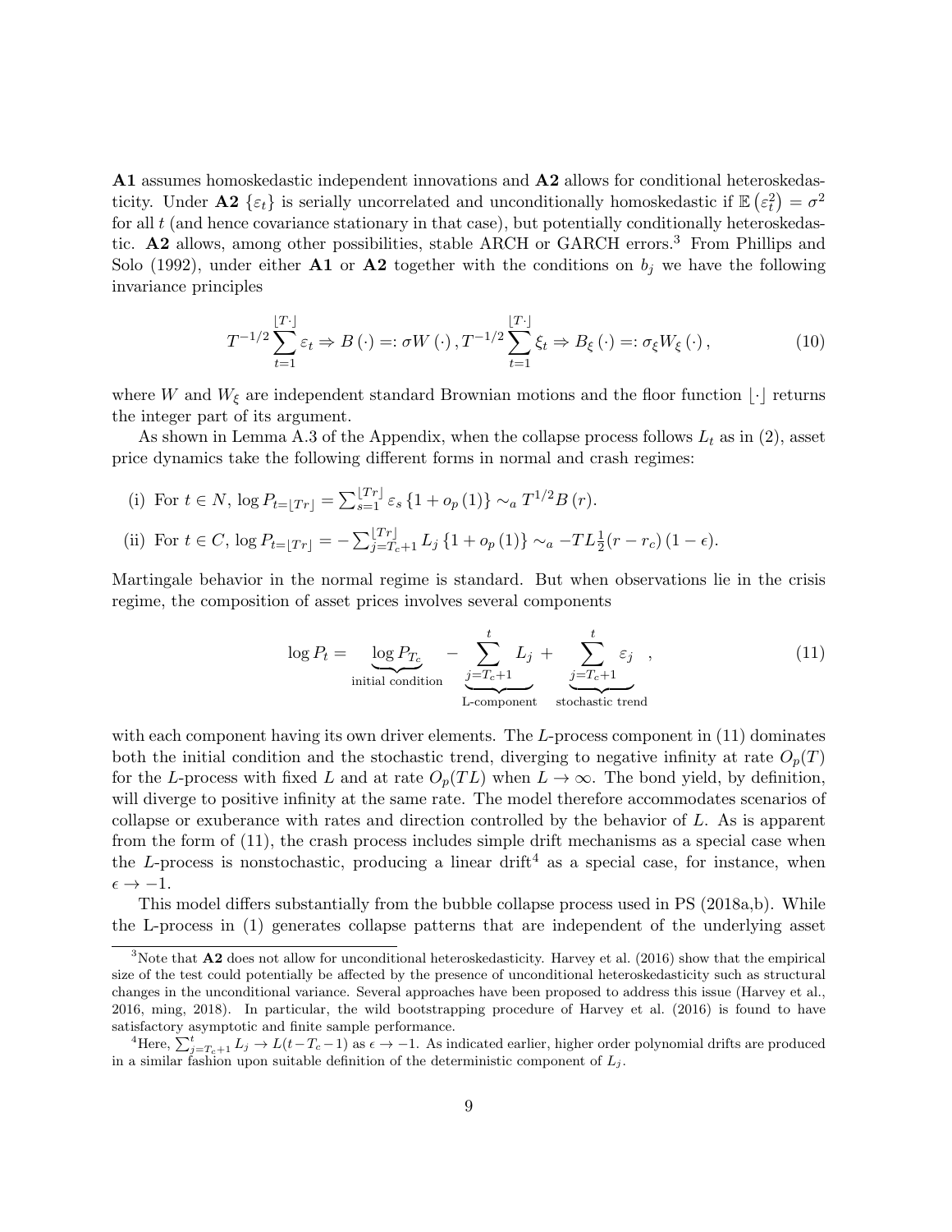**A1** assumes homoskedastic independent innovations and **A2** allows for conditional heteroskedasticity. Under **A2** $\{\varepsilon_t\}$ is serially uncorrelated and unconditionally homoskedastic if $\mathbb{E}\left(\varepsilon_t^2\right) = \sigma^2$ for all $t$ (and hence covariance stationary in that case), but potentially conditionally heteroskedastic. **A2** allows, among other possibilities, stable ARCH or GARCH errors.[3] From Phillips and Solo (1992), under either **A1** or **A2** together with the conditions on $b_j$ we have the following invariance principles

$$T^{-1/2} \sum_{t=1}^{\lfloor T \cdot \rfloor} \varepsilon_t \Rightarrow B(\cdot) =: \sigma W(\cdot), T^{-1/2} \sum_{t=1}^{\lfloor T \cdot \rfloor} \xi_t \Rightarrow B_\xi(\cdot) =: \sigma_\xi W_\xi(\cdot), \tag{10}$$

where $W$ and $W_\xi$ are independent standard Brownian motions and the floor function $\lfloor \cdot \rfloor$ returns the integer part of its argument.

As shown in Lemma A.3 of the Appendix, when the collapse process follows $L_t$ as in (2), asset price dynamics take the following different forms in normal and crash regimes:

(i) For $t \in N$, $\log P_{t=\lfloor Tr \rfloor} = \sum_{s=1}^{\lfloor Tr \rfloor} \varepsilon_s \{1 + o_p(1)\} \sim_a T^{1/2} B(r)$.

(ii) For $t \in C$, $\log P_{t=\lfloor Tr \rfloor} = -\sum_{j=T_c+1}^{\lfloor Tr \rfloor} L_j \{1 + o_p(1)\} \sim_a -TL\frac{1}{2}(r - r_c)(1 - \epsilon)$.

Martingale behavior in the normal regime is standard. But when observations lie in the crisis regime, the composition of asset prices involves several components

$$\log P_t = \underbrace{\log P_{T_c}}_{\text{initial condition}} - \underbrace{\sum_{j=T_c+1}^{t} L_j}_{\text{L-component}} + \underbrace{\sum_{j=T_c+1}^{t} \varepsilon_j}_{\text{stochastic trend}}, \tag{11}$$

with each component having its own driver elements. The $L$-process component in (11) dominates both the initial condition and the stochastic trend, diverging to negative infinity at rate $O_p(T)$ for the $L$-process with fixed $L$ and at rate $O_p(TL)$ when $L \to \infty$. The bond yield, by definition, will diverge to positive infinity at the same rate. The model therefore accommodates scenarios of collapse or exuberance with rates and direction controlled by the behavior of $L$. As is apparent from the form of (11), the crash process includes simple drift mechanisms as a special case when the $L$-process is nonstochastic, producing a linear drift[4] as a special case, for instance, when $\epsilon \to -1$.

This model differs substantially from the bubble collapse process used in PS (2018a,b). While the L-process in (1) generates collapse patterns that are independent of the underlying asset

[3] Note that **A2** does not allow for unconditional heteroskedasticity. Harvey et al. (2016) show that the empirical size of the test could potentially be affected by the presence of unconditional heteroskedasticity such as structural changes in the unconditional variance. Several approaches have been proposed to address this issue (Harvey et al., 2016, ming, 2018). In particular, the wild bootstrapping procedure of Harvey et al. (2016) is found to have satisfactory asymptotic and finite sample performance.

[4] Here, $\sum_{j=T_c+1}^{t} L_j \to L(t - T_c - 1)$ as $\epsilon \to -1$. As indicated earlier, higher order polynomial drifts are produced in a similar fashion upon suitable definition of the deterministic component of $L_j$.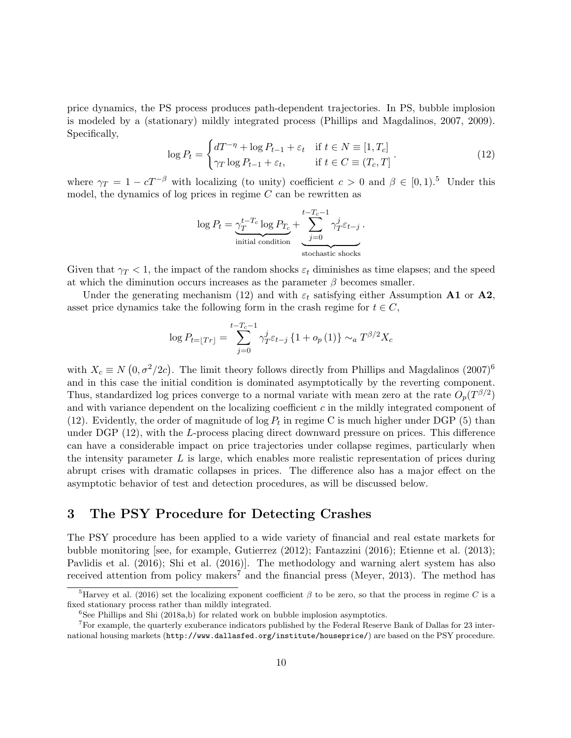price dynamics, the PS process produces path-dependent trajectories. In PS, bubble implosion is modeled by a (stationary) mildly integrated process (Phillips and Magdalinos, 2007, 2009). Specifically,

$$\log P_t = \begin{cases} dT^{-\eta} + \log P_{t-1} + \varepsilon_t & \text{if } t \in N \equiv [1, T_c] \\ \gamma_T \log P_{t-1} + \varepsilon_t, & \text{if } t \in C \equiv (T_c, T] \end{cases}. \tag{12}$$

where $\gamma_T = 1 - cT^{-\beta}$ with localizing (to unity) coefficient $c > 0$ and $\beta \in [0, 1)$.[5] Under this model, the dynamics of log prices in regime $C$ can be rewritten as

$$\log P_t = \underbrace{\gamma_T^{t-T_c} \log P_{T_c}}_{\text{initial condition}} + \underbrace{\sum_{j=0}^{t-T_c-1} \gamma_T^j \varepsilon_{t-j}}_{\text{stochastic shocks}}.$$

Given that $\gamma_T < 1$, the impact of the random shocks $\varepsilon_t$ diminishes as time elapses; and the speed at which the diminution occurs increases as the parameter $\beta$ becomes smaller.

Under the generating mechanism (12) and with $\varepsilon_t$ satisfying either Assumption **A1** or **A2**, asset price dynamics take the following form in the crash regime for $t \in C$,

$$\log P_{t=\lfloor Tr \rfloor} = \sum_{j=0}^{t-T_c-1} \gamma_T^j \varepsilon_{t-j} \{1 + o_p(1)\} \sim_a T^{\beta/2} X_c$$

with $X_c \equiv N(0, \sigma^2/2c)$. The limit theory follows directly from Phillips and Magdalinos (2007)[6] and in this case the initial condition is dominated asymptotically by the reverting component. Thus, standardized log prices converge to a normal variate with mean zero at the rate $O_p(T^{\beta/2})$ and with variance dependent on the localizing coefficient $c$ in the mildly integrated component of (12). Evidently, the order of magnitude of $\log P_t$ in regime C is much higher under DGP (5) than under DGP (12), with the $L$-process placing direct downward pressure on prices. This difference can have a considerable impact on price trajectories under collapse regimes, particularly when the intensity parameter $L$ is large, which enables more realistic representation of prices during abrupt crises with dramatic collapses in prices. The difference also has a major effect on the asymptotic behavior of test and detection procedures, as will be discussed below.

# 3 The PSY Procedure for Detecting Crashes

The PSY procedure has been applied to a wide variety of financial and real estate markets for bubble monitoring [see, for example, Gutierrez (2012); Fantazzini (2016); Etienne et al. (2013); Pavlidis et al. (2016); Shi et al. (2016)]. The methodology and warning alert system has also received attention from policy makers[7] and the financial press (Meyer, 2013). The method has

[5] Harvey et al. (2016) set the localizing exponent coefficient $\beta$ to be zero, so that the process in regime $C$ is a fixed stationary process rather than mildly integrated.

[6] See Phillips and Shi (2018a,b) for related work on bubble implosion asymptotics.

[7] For example, the quarterly exuberance indicators published by the Federal Reserve Bank of Dallas for 23 international housing markets (http://www.dallasfed.org/institute/houseprice/) are based on the PSY procedure.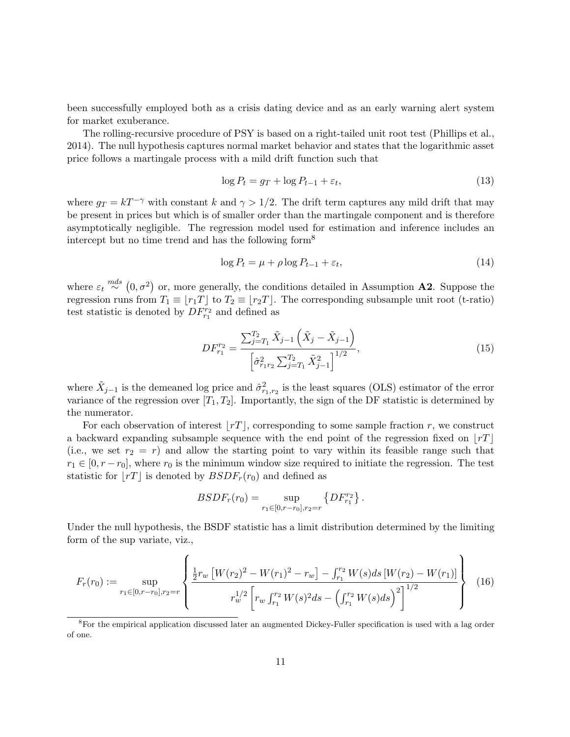been successfully employed both as a crisis dating device and as an early warning alert system for market exuberance.

The rolling-recursive procedure of PSY is based on a right-tailed unit root test (Phillips et al., 2014). The null hypothesis captures normal market behavior and states that the logarithmic asset price follows a martingale process with a mild drift function such that

$$\log P_t = g_T + \log P_{t-1} + \varepsilon_t, \tag{13}$$

where $g_T = kT^{-\gamma}$ with constant $k$ and $\gamma > 1/2$. The drift term captures any mild drift that may be present in prices but which is of smaller order than the martingale component and is therefore asymptotically negligible. The regression model used for estimation and inference includes an intercept but no time trend and has the following form[8]

$$\log P_t = \mu + \rho \log P_{t-1} + \varepsilon_t, \tag{14}$$

where $\varepsilon_t \overset{mds}{\sim} \left(0, \sigma^2\right)$ or, more generally, the conditions detailed in Assumption **A2**. Suppose the regression runs from $T_1 \equiv \lfloor r_1 T \rfloor$ to $T_2 \equiv \lfloor r_2 T \rfloor$. The corresponding subsample unit root (t-ratio) test statistic is denoted by $DF_{r_1}^{r_2}$ and defined as

$$DF_{r_1}^{r_2} = \frac{\sum_{j=T_1}^{T_2} \tilde{X}_{j-1}\left(\tilde{X}_j - \tilde{X}_{j-1}\right)}{\left[\hat{\sigma}^2_{r_1 r_2} \sum_{j=T_1}^{T_2} \tilde{X}_{j-1}^2\right]^{1/2}}, \tag{15}$$

where $\tilde{X}_{j-1}$ is the demeaned log price and $\hat{\sigma}^2_{r_1,r_2}$ is the least squares (OLS) estimator of the error variance of the regression over $[T_1, T_2]$. Importantly, the sign of the DF statistic is determined by the numerator.

For each observation of interest $\lfloor rT \rfloor$, corresponding to some sample fraction $r$, we construct a backward expanding subsample sequence with the end point of the regression fixed on $\lfloor rT \rfloor$ (i.e., we set $r_2 = r$) and allow the starting point to vary within its feasible range such that $r_1 \in [0, r - r_0]$, where $r_0$ is the minimum window size required to initiate the regression. The test statistic for $\lfloor rT \rfloor$ is denoted by $BSDF_r(r_0)$ and defined as

$$BSDF_r(r_0) = \sup_{r_1 \in [0, r-r_0], r_2 = r} \left\{ DF_{r_1}^{r_2} \right\}.$$

Under the null hypothesis, the BSDF statistic has a limit distribution determined by the limiting form of the sup variate, viz.,

$$F_r(r_0) := \sup_{r_1 \in [0, r-r_0], r_2 = r} \left\{ \frac{\frac{1}{2} r_w \left[W(r_2)^2 - W(r_1)^2 - r_w\right] - \int_{r_1}^{r_2} W(s)ds \left[W(r_2) - W(r_1)\right]}{r_w^{1/2} \left[ r_w \int_{r_1}^{r_2} W(s)^2 ds - \left( \int_{r_1}^{r_2} W(s)ds \right)^2 \right]^{1/2}} \right\} \tag{16}$$

[8] For the empirical application discussed later an augmented Dickey-Fuller specification is used with a lag order of one.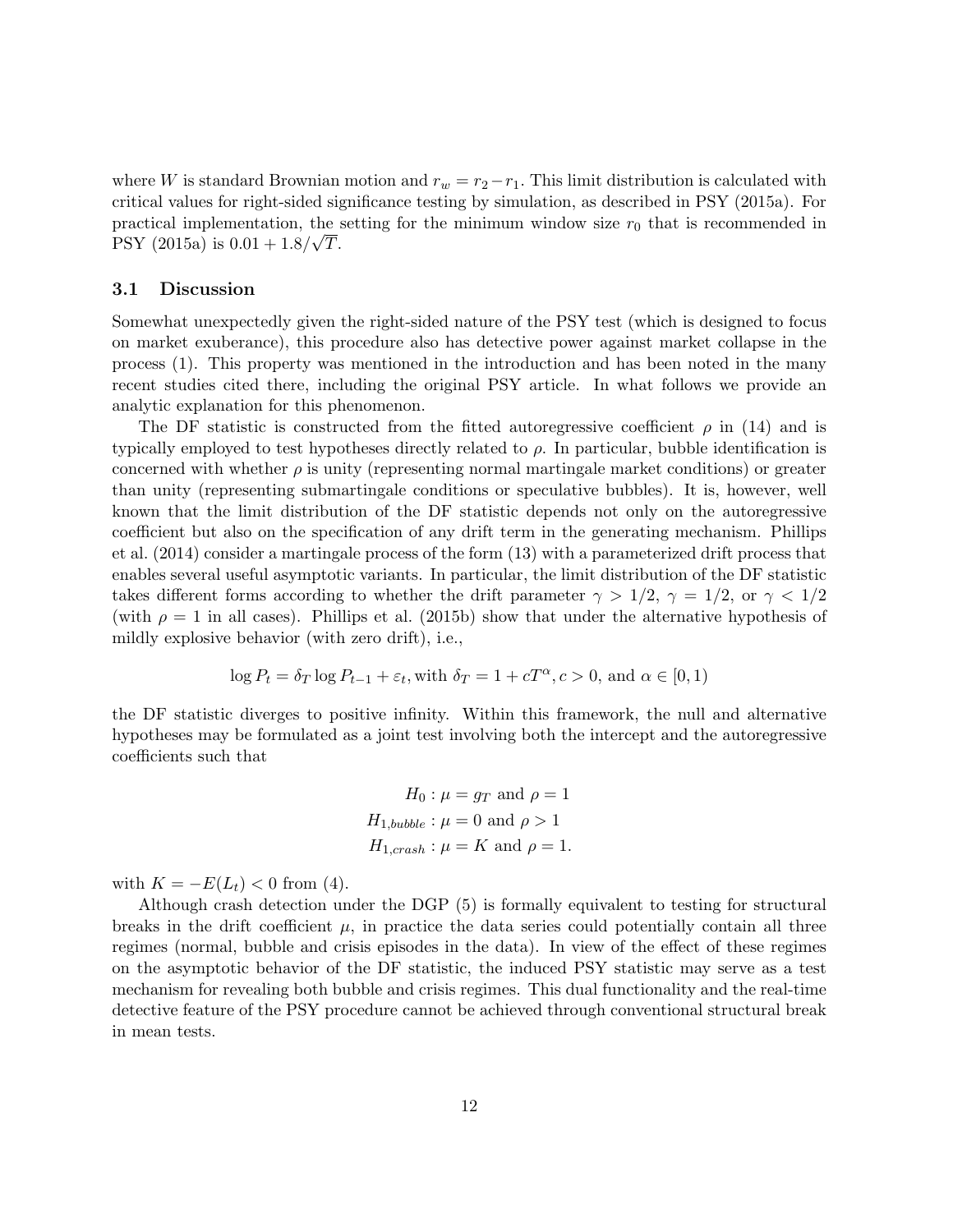where $W$ is standard Brownian motion and $r_w = r_2 - r_1$. This limit distribution is calculated with critical values for right-sided significance testing by simulation, as described in PSY (2015a). For practical implementation, the setting for the minimum window size $r_0$ that is recommended in PSY (2015a) is $0.01 + 1.8/\sqrt{T}$.

### 3.1 Discussion

Somewhat unexpectedly given the right-sided nature of the PSY test (which is designed to focus on market exuberance), this procedure also has detective power against market collapse in the process (1). This property was mentioned in the introduction and has been noted in the many recent studies cited there, including the original PSY article. In what follows we provide an analytic explanation for this phenomenon.

The DF statistic is constructed from the fitted autoregressive coefficient $\rho$ in (14) and is typically employed to test hypotheses directly related to $\rho$. In particular, bubble identification is concerned with whether $\rho$ is unity (representing normal martingale market conditions) or greater than unity (representing submartingale conditions or speculative bubbles). It is, however, well known that the limit distribution of the DF statistic depends not only on the autoregressive coefficient but also on the specification of any drift term in the generating mechanism. Phillips et al. (2014) consider a martingale process of the form (13) with a parameterized drift process that enables several useful asymptotic variants. In particular, the limit distribution of the DF statistic takes different forms according to whether the drift parameter $\gamma > 1/2$, $\gamma = 1/2$, or $\gamma < 1/2$ (with $\rho = 1$ in all cases). Phillips et al. (2015b) show that under the alternative hypothesis of mildly explosive behavior (with zero drift), i.e.,

$$\log P_t = \delta_T \log P_{t-1} + \varepsilon_t, \text{with } \delta_T = 1 + cT^{\alpha}, c > 0, \text{ and } \alpha \in [0, 1)$$

the DF statistic diverges to positive infinity. Within this framework, the null and alternative hypotheses may be formulated as a joint test involving both the intercept and the autoregressive coefficients such that

$$
\begin{aligned}
H_0 &: \mu = g_T \text{ and } \rho = 1 \\
H_{1,bubble} &: \mu = 0 \text{ and } \rho > 1 \\
H_{1,crash} &: \mu = K \text{ and } \rho = 1.
\end{aligned}
$$

with $K = -E(L_t) < 0$ from (4).

Although crash detection under the DGP (5) is formally equivalent to testing for structural breaks in the drift coefficient $\mu$, in practice the data series could potentially contain all three regimes (normal, bubble and crisis episodes in the data). In view of the effect of these regimes on the asymptotic behavior of the DF statistic, the induced PSY statistic may serve as a test mechanism for revealing both bubble and crisis regimes. This dual functionality and the real-time detective feature of the PSY procedure cannot be achieved through conventional structural break in mean tests.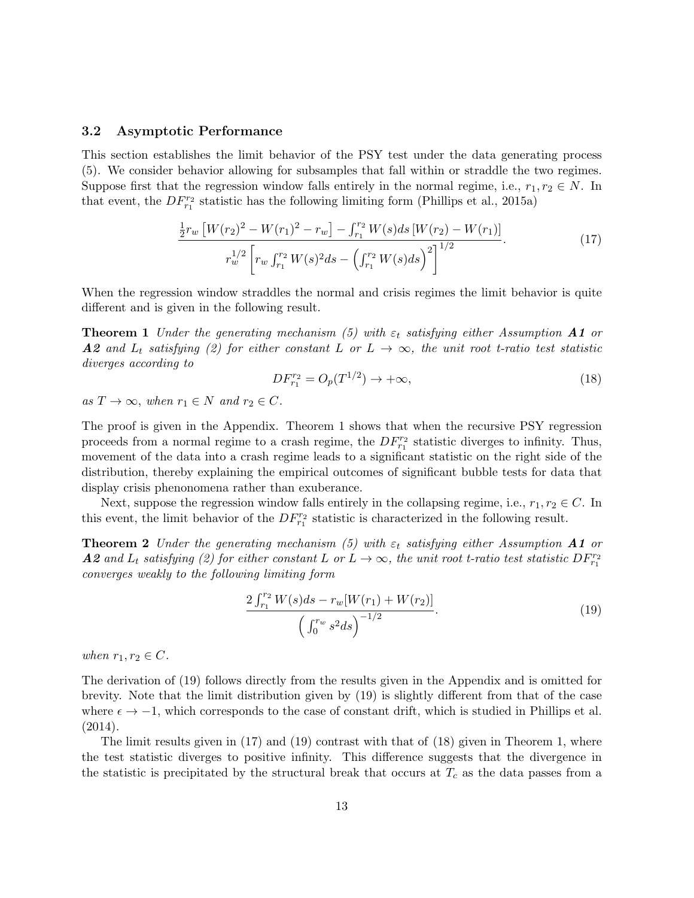### 3.2 Asymptotic Performance

This section establishes the limit behavior of the PSY test under the data generating process (5). We consider behavior allowing for subsamples that fall within or straddle the two regimes. Suppose first that the regression window falls entirely in the normal regime, i.e., $r_1, r_2 \in N$. In that event, the $DF_{r_1}^{r_2}$ statistic has the following limiting form (Phillips et al., 2015a)

$$\frac{\frac{1}{2}r_w\left[W(r_2)^2 - W(r_1)^2 - r_w\right] - \int_{r_1}^{r_2} W(s)ds\left[W(r_2) - W(r_1)\right]}{r_w^{1/2}\left[r_w \int_{r_1}^{r_2} W(s)^2 ds - \left(\int_{r_1}^{r_2} W(s)ds\right)^2\right]^{1/2}}. \tag{17}$$

When the regression window straddles the normal and crisis regimes the limit behavior is quite different and is given in the following result.

**Theorem 1** *Under the generating mechanism (5) with $\varepsilon_t$ satisfying either Assumption **A1** or **A2** and $L_t$ satisfying (2) for either constant $L$ or $L \to \infty$, the unit root t-ratio test statistic diverges according to*

$$DF_{r_1}^{r_2} = O_p(T^{1/2}) \to +\infty, \tag{18}$$

*as $T \to \infty$, when $r_1 \in N$ and $r_2 \in C$.*

The proof is given in the Appendix. Theorem 1 shows that when the recursive PSY regression proceeds from a normal regime to a crash regime, the $DF_{r_1}^{r_2}$ statistic diverges to infinity. Thus, movement of the data into a crash regime leads to a significant statistic on the right side of the distribution, thereby explaining the empirical outcomes of significant bubble tests for data that display crisis phenonomena rather than exuberance.

Next, suppose the regression window falls entirely in the collapsing regime, i.e., $r_1, r_2 \in C$. In this event, the limit behavior of the $DF_{r_1}^{r_2}$ statistic is characterized in the following result.

**Theorem 2** *Under the generating mechanism (5) with $\varepsilon_t$ satisfying either Assumption **A1** or **A2** and $L_t$ satisfying (2) for either constant $L$ or $L \to \infty$, the unit root t-ratio test statistic $DF_{r_1}^{r_2}$ converges weakly to the following limiting form*

$$\frac{2\int_{r_1}^{r_2} W(s)ds - r_w[W(r_1) + W(r_2)]}{\left(\int_0^{r_w} s^2 ds\right)^{-1/2}}. \tag{19}$$

*when $r_1, r_2 \in C$.*

The derivation of (19) follows directly from the results given in the Appendix and is omitted for brevity. Note that the limit distribution given by (19) is slightly different from that of the case where $\epsilon \to -1$, which corresponds to the case of constant drift, which is studied in Phillips et al. (2014).

The limit results given in (17) and (19) contrast with that of (18) given in Theorem 1, where the test statistic diverges to positive infinity. This difference suggests that the divergence in the statistic is precipitated by the structural break that occurs at $T_c$ as the data passes from a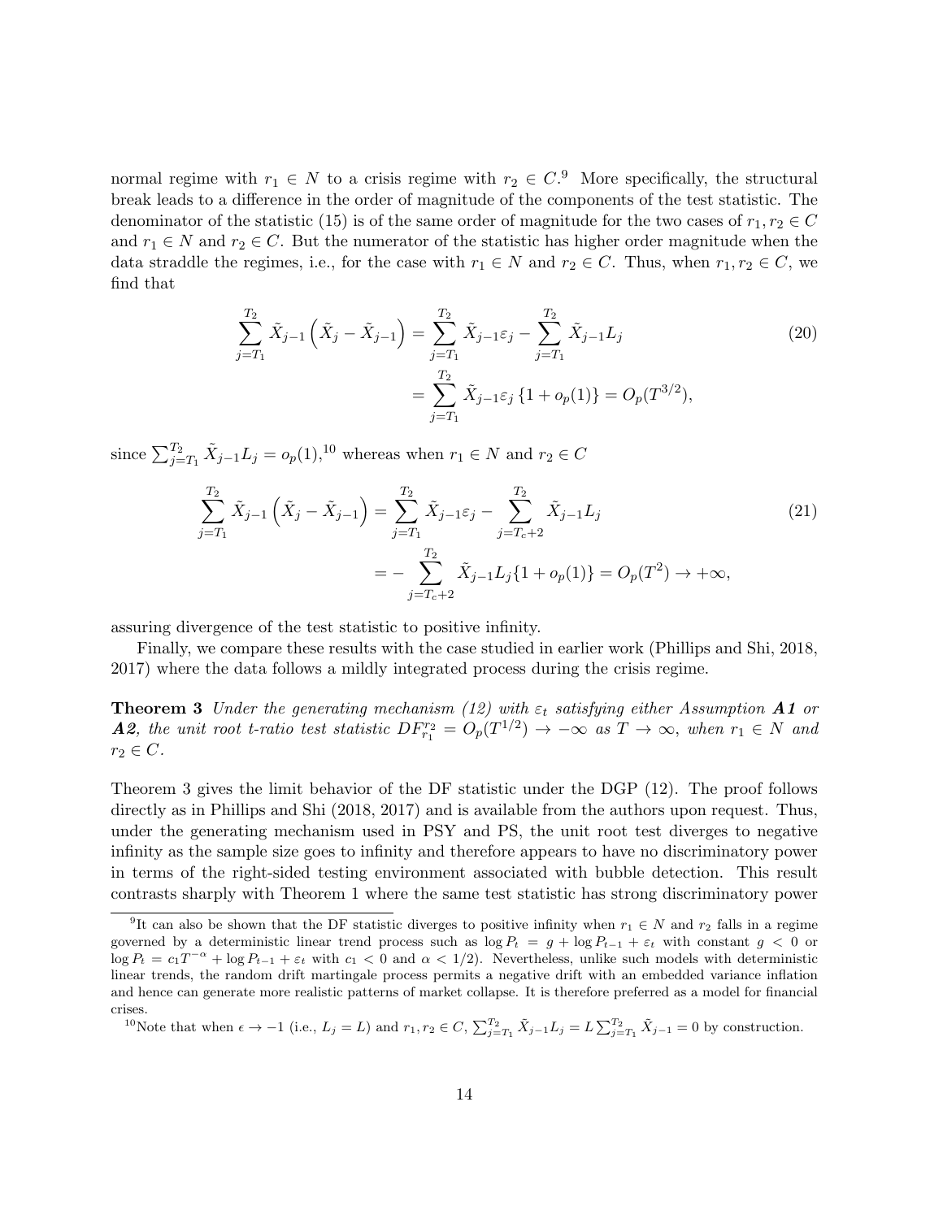normal regime with $r_1 \in N$ to a crisis regime with $r_2 \in C$.[9] More specifically, the structural break leads to a difference in the order of magnitude of the components of the test statistic. The denominator of the statistic (15) is of the same order of magnitude for the two cases of $r_1, r_2 \in C$ and $r_1 \in N$ and $r_2 \in C$. But the numerator of the statistic has higher order magnitude when the data straddle the regimes, i.e., for the case with $r_1 \in N$ and $r_2 \in C$. Thus, when $r_1, r_2 \in C$, we find that

$$
\begin{aligned}
\sum_{j=T_1}^{T_2} \tilde{X}_{j-1}\left(\tilde{X}_j - \tilde{X}_{j-1}\right) &= \sum_{j=T_1}^{T_2} \tilde{X}_{j-1}\varepsilon_j - \sum_{j=T_1}^{T_2} \tilde{X}_{j-1}L_j \\
&= \sum_{j=T_1}^{T_2} \tilde{X}_{j-1}\varepsilon_j \left\{1 + o_p(1)\right\} = O_p(T^{3/2}),
\end{aligned} \tag{20}
$$

since $\sum_{j=T_1}^{T_2} \tilde{X}_{j-1}L_j = o_p(1)$,[10] whereas when $r_1 \in N$ and $r_2 \in C$

$$
\begin{aligned}
\sum_{j=T_1}^{T_2} \tilde{X}_{j-1}\left(\tilde{X}_j - \tilde{X}_{j-1}\right) &= \sum_{j=T_1}^{T_2} \tilde{X}_{j-1}\varepsilon_j - \sum_{j=T_c+2}^{T_2} \tilde{X}_{j-1}L_j \\
&= -\sum_{j=T_c+2}^{T_2} \tilde{X}_{j-1}L_j\{1 + o_p(1)\} = O_p(T^2) \to +\infty,
\end{aligned} \tag{21}
$$

assuring divergence of the test statistic to positive infinity.

Finally, we compare these results with the case studied in earlier work (Phillips and Shi, 2018, 2017) where the data follows a mildly integrated process during the crisis regime.

**Theorem 3** *Under the generating mechanism (12) with $\varepsilon_t$ satisfying either Assumption* ***A1*** *or* ***A2****, the unit root t-ratio test statistic $DF_{r_1}^{r_2} = O_p(T^{1/2}) \to -\infty$ as $T \to \infty$, when $r_1 \in N$ and $r_2 \in C$.*

Theorem 3 gives the limit behavior of the DF statistic under the DGP (12). The proof follows directly as in Phillips and Shi (2018, 2017) and is available from the authors upon request. Thus, under the generating mechanism used in PSY and PS, the unit root test diverges to negative infinity as the sample size goes to infinity and therefore appears to have no discriminatory power in terms of the right-sided testing environment associated with bubble detection. This result contrasts sharply with Theorem 1 where the same test statistic has strong discriminatory power

[9] It can also be shown that the DF statistic diverges to positive infinity when $r_1 \in N$ and $r_2$ falls in a regime governed by a deterministic linear trend process such as $\log P_t = g + \log P_{t-1} + \varepsilon_t$ with constant $g < 0$ or $\log P_t = c_1 T^{-\alpha} + \log P_{t-1} + \varepsilon_t$ with $c_1 < 0$ and $\alpha < 1/2$). Nevertheless, unlike such models with deterministic linear trends, the random drift martingale process permits a negative drift with an embedded variance inflation and hence can generate more realistic patterns of market collapse. It is therefore preferred as a model for financial crises.

[10] Note that when $\epsilon \to -1$ (i.e., $L_j = L$) and $r_1, r_2 \in C$, $\sum_{j=T_1}^{T_2} \tilde{X}_{j-1}L_j = L\sum_{j=T_1}^{T_2} \tilde{X}_{j-1} = 0$ by construction.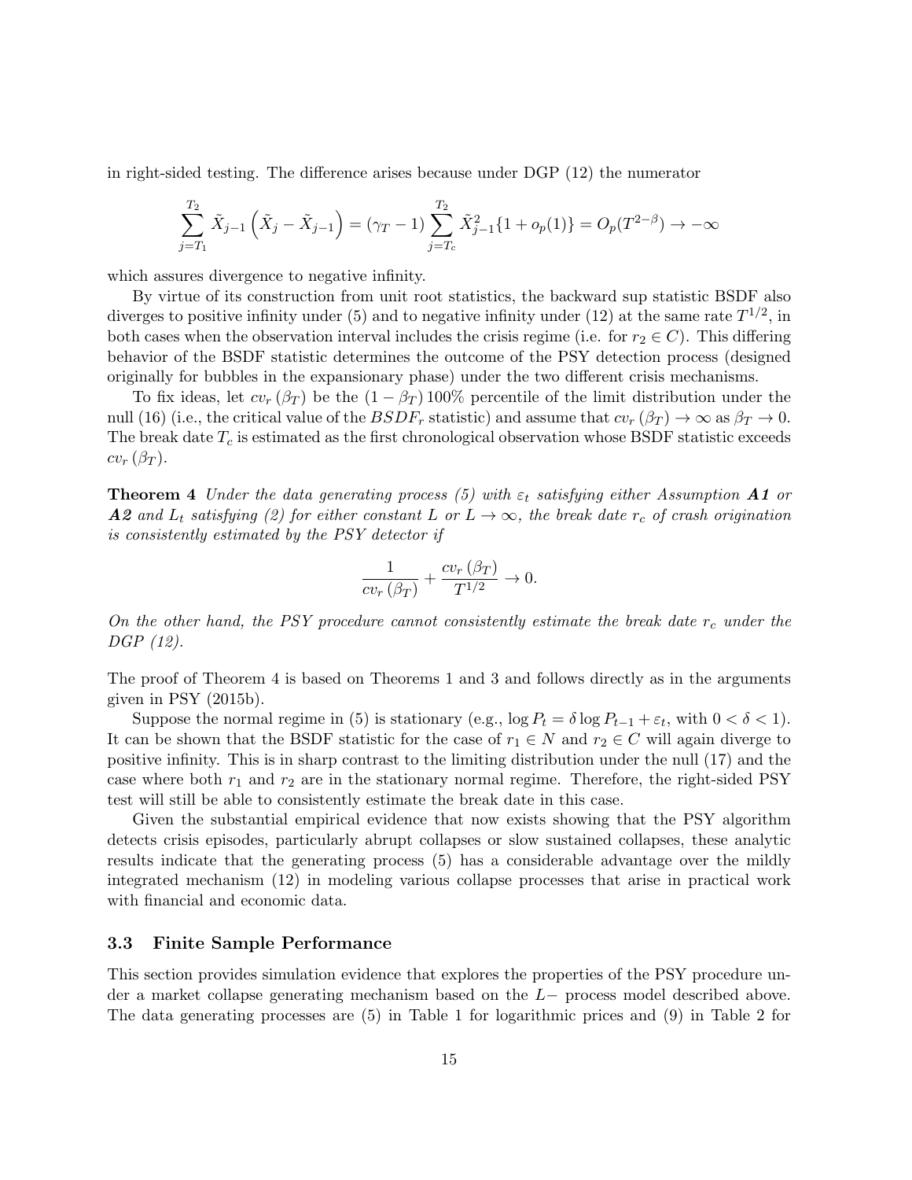in right-sided testing. The difference arises because under DGP (12) the numerator

$$\sum_{j=T_1}^{T_2} \tilde{X}_{j-1}\left(\tilde{X}_j - \tilde{X}_{j-1}\right) = (\gamma_T - 1)\sum_{j=T_c}^{T_2} \tilde{X}_{j-1}^2\{1 + o_p(1)\} = O_p(T^{2-\beta}) \to -\infty$$

which assures divergence to negative infinity.

By virtue of its construction from unit root statistics, the backward sup statistic BSDF also diverges to positive infinity under (5) and to negative infinity under (12) at the same rate $T^{1/2}$, in both cases when the observation interval includes the crisis regime (i.e. for $r_2 \in C$). This differing behavior of the BSDF statistic determines the outcome of the PSY detection process (designed originally for bubbles in the expansionary phase) under the two different crisis mechanisms.

To fix ideas, let $cv_r(\beta_T)$ be the $(1-\beta_T)\,100\%$ percentile of the limit distribution under the null (16) (i.e., the critical value of the $BSDF_r$ statistic) and assume that $cv_r(\beta_T) \to \infty$ as $\beta_T \to 0$. The break date $T_c$ is estimated as the first chronological observation whose BSDF statistic exceeds $cv_r(\beta_T)$.

**Theorem 4** *Under the data generating process (5) with $\varepsilon_t$ satisfying either Assumption **A1** or **A2** and $L_t$ satisfying (2) for either constant $L$ or $L \to \infty$, the break date $r_c$ of crash origination is consistently estimated by the PSY detector if*

$$\frac{1}{cv_r(\beta_T)} + \frac{cv_r(\beta_T)}{T^{1/2}} \to 0.$$

*On the other hand, the PSY procedure cannot consistently estimate the break date $r_c$ under the DGP (12).*

The proof of Theorem 4 is based on Theorems 1 and 3 and follows directly as in the arguments given in PSY (2015b).

Suppose the normal regime in (5) is stationary (e.g., $\log P_t = \delta \log P_{t-1} + \varepsilon_t$, with $0 < \delta < 1$). It can be shown that the BSDF statistic for the case of $r_1 \in N$ and $r_2 \in C$ will again diverge to positive infinity. This is in sharp contrast to the limiting distribution under the null (17) and the case where both $r_1$ and $r_2$ are in the stationary normal regime. Therefore, the right-sided PSY test will still be able to consistently estimate the break date in this case.

Given the substantial empirical evidence that now exists showing that the PSY algorithm detects crisis episodes, particularly abrupt collapses or slow sustained collapses, these analytic results indicate that the generating process (5) has a considerable advantage over the mildly integrated mechanism (12) in modeling various collapse processes that arise in practical work with financial and economic data.

### 3.3 Finite Sample Performance

This section provides simulation evidence that explores the properties of the PSY procedure under a market collapse generating mechanism based on the $L-$ process model described above. The data generating processes are (5) in Table 1 for logarithmic prices and (9) in Table 2 for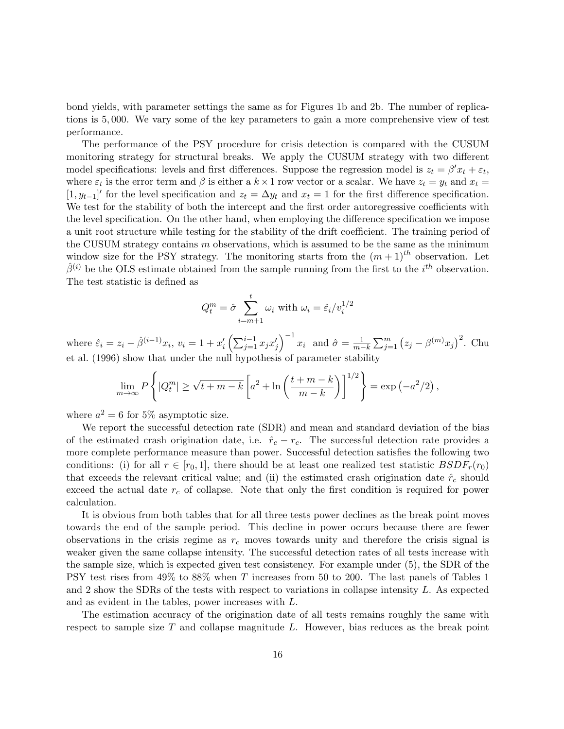bond yields, with parameter settings the same as for Figures 1b and 2b. The number of replications is 5,000. We vary some of the key parameters to gain a more comprehensive view of test performance.

The performance of the PSY procedure for crisis detection is compared with the CUSUM monitoring strategy for structural breaks. We apply the CUSUM strategy with two different model specifications: levels and first differences. Suppose the regression model is $z_t = \beta' x_t + \varepsilon_t$, where $\varepsilon_t$ is the error term and $\beta$ is either a $k \times 1$ row vector or a scalar. We have $z_t = y_t$ and $x_t = [1, y_{t-1}]'$ for the level specification and $z_t = \Delta y_t$ and $x_t = 1$ for the first difference specification. We test for the stability of both the intercept and the first order autoregressive coefficients with the level specification. On the other hand, when employing the difference specification we impose a unit root structure while testing for the stability of the drift coefficient. The training period of the CUSUM strategy contains $m$ observations, which is assumed to be the same as the minimum window size for the PSY strategy. The monitoring starts from the $(m+1)^{th}$ observation. Let $\hat{\beta}^{(i)}$ be the OLS estimate obtained from the sample running from the first to the $i^{th}$ observation. The test statistic is defined as

$$Q_t^m = \hat{\sigma} \sum_{i=m+1}^{t} \omega_i \text{ with } \omega_i = \hat{\varepsilon}_i / v_i^{1/2}$$

where $\hat{\varepsilon}_i = z_i - \hat{\beta}^{(i-1)} x_i$, $v_i = 1 + x_i' \left( \sum_{j=1}^{i-1} x_j x_j' \right)^{-1} x_i$ and $\hat{\sigma} = \frac{1}{m-k} \sum_{j=1}^{m} \left( z_j - \beta^{(m)} x_j \right)^2$. Chu et al. (1996) show that under the null hypothesis of parameter stability

$$\lim_{m \to \infty} P \left\{ |Q_t^m| \geq \sqrt{t+m-k} \left[ a^2 + \ln \left( \frac{t+m-k}{m-k} \right) \right]^{1/2} \right\} = \exp\left(-a^2/2\right),$$

where $a^2 = 6$ for 5% asymptotic size.

We report the successful detection rate (SDR) and mean and standard deviation of the bias of the estimated crash origination date, i.e. $\hat{r}_c - r_c$. The successful detection rate provides a more complete performance measure than power. Successful detection satisfies the following two conditions: (i) for all $r \in [r_0, 1]$, there should be at least one realized test statistic $BSDF_r(r_0)$ that exceeds the relevant critical value; and (ii) the estimated crash origination date $\hat{r}_c$ should exceed the actual date $r_c$ of collapse. Note that only the first condition is required for power calculation.

It is obvious from both tables that for all three tests power declines as the break point moves towards the end of the sample period. This decline in power occurs because there are fewer observations in the crisis regime as $r_c$ moves towards unity and therefore the crisis signal is weaker given the same collapse intensity. The successful detection rates of all tests increase with the sample size, which is expected given test consistency. For example under (5), the SDR of the PSY test rises from 49% to 88% when $T$ increases from 50 to 200. The last panels of Tables 1 and 2 show the SDRs of the tests with respect to variations in collapse intensity $L$. As expected and as evident in the tables, power increases with $L$.

The estimation accuracy of the origination date of all tests remains roughly the same with respect to sample size $T$ and collapse magnitude $L$. However, bias reduces as the break point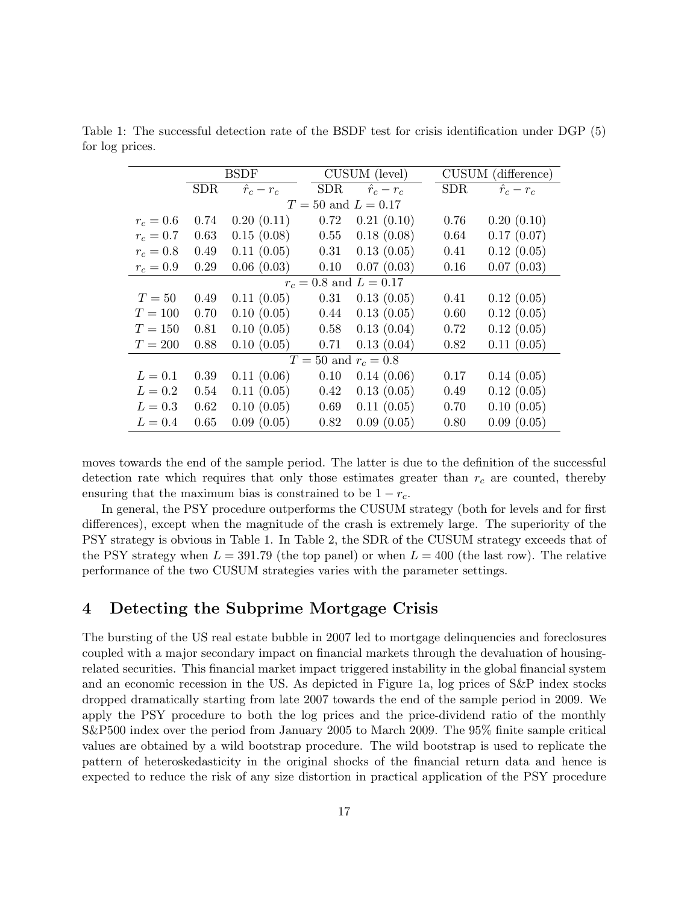Table 1: The successful detection rate of the BSDF test for crisis identification under DGP (5) for log prices.

| | BSDF | | CUSUM (level) | | CUSUM (difference) | |
|---|---|---|---|---|---|---|
| | SDR | $\hat{r}_c - r_c$ | SDR | $\hat{r}_c - r_c$ | SDR | $\hat{r}_c - r_c$ |
| | | | $T = 50$ and $L = 0.17$ | | | |
| $r_c = 0.6$ | 0.74 | 0.20 (0.11) | 0.72 | 0.21 (0.10) | 0.76 | 0.20 (0.10) |
| $r_c = 0.7$ | 0.63 | 0.15 (0.08) | 0.55 | 0.18 (0.08) | 0.64 | 0.17 (0.07) |
| $r_c = 0.8$ | 0.49 | 0.11 (0.05) | 0.31 | 0.13 (0.05) | 0.41 | 0.12 (0.05) |
| $r_c = 0.9$ | 0.29 | 0.06 (0.03) | 0.10 | 0.07 (0.03) | 0.16 | 0.07 (0.03) |
| | | | $r_c = 0.8$ and $L = 0.17$ | | | |
| $T = 50$ | 0.49 | 0.11 (0.05) | 0.31 | 0.13 (0.05) | 0.41 | 0.12 (0.05) |
| $T = 100$ | 0.70 | 0.10 (0.05) | 0.44 | 0.13 (0.05) | 0.60 | 0.12 (0.05) |
| $T = 150$ | 0.81 | 0.10 (0.05) | 0.58 | 0.13 (0.04) | 0.72 | 0.12 (0.05) |
| $T = 200$ | 0.88 | 0.10 (0.05) | 0.71 | 0.13 (0.04) | 0.82 | 0.11 (0.05) |
| | | | $T = 50$ and $r_c = 0.8$ | | | |
| $L = 0.1$ | 0.39 | 0.11 (0.06) | 0.10 | 0.14 (0.06) | 0.17 | 0.14 (0.05) |
| $L = 0.2$ | 0.54 | 0.11 (0.05) | 0.42 | 0.13 (0.05) | 0.49 | 0.12 (0.05) |
| $L = 0.3$ | 0.62 | 0.10 (0.05) | 0.69 | 0.11 (0.05) | 0.70 | 0.10 (0.05) |
| $L = 0.4$ | 0.65 | 0.09 (0.05) | 0.82 | 0.09 (0.05) | 0.80 | 0.09 (0.05) |

moves towards the end of the sample period. The latter is due to the definition of the successful detection rate which requires that only those estimates greater than $r_c$ are counted, thereby ensuring that the maximum bias is constrained to be $1 - r_c$.

In general, the PSY procedure outperforms the CUSUM strategy (both for levels and for first differences), except when the magnitude of the crash is extremely large. The superiority of the PSY strategy is obvious in Table 1. In Table 2, the SDR of the CUSUM strategy exceeds that of the PSY strategy when $L = 391.79$ (the top panel) or when $L = 400$ (the last row). The relative performance of the two CUSUM strategies varies with the parameter settings.

## 4 Detecting the Subprime Mortgage Crisis

The bursting of the US real estate bubble in 2007 led to mortgage delinquencies and foreclosures coupled with a major secondary impact on financial markets through the devaluation of housing-related securities. This financial market impact triggered instability in the global financial system and an economic recession in the US. As depicted in Figure 1a, log prices of S&P index stocks dropped dramatically starting from late 2007 towards the end of the sample period in 2009. We apply the PSY procedure to both the log prices and the price-dividend ratio of the monthly S&P500 index over the period from January 2005 to March 2009. The 95% finite sample critical values are obtained by a wild bootstrap procedure. The wild bootstrap is used to replicate the pattern of heteroskedasticity in the original shocks of the financial return data and hence is expected to reduce the risk of any size distortion in practical application of the PSY procedure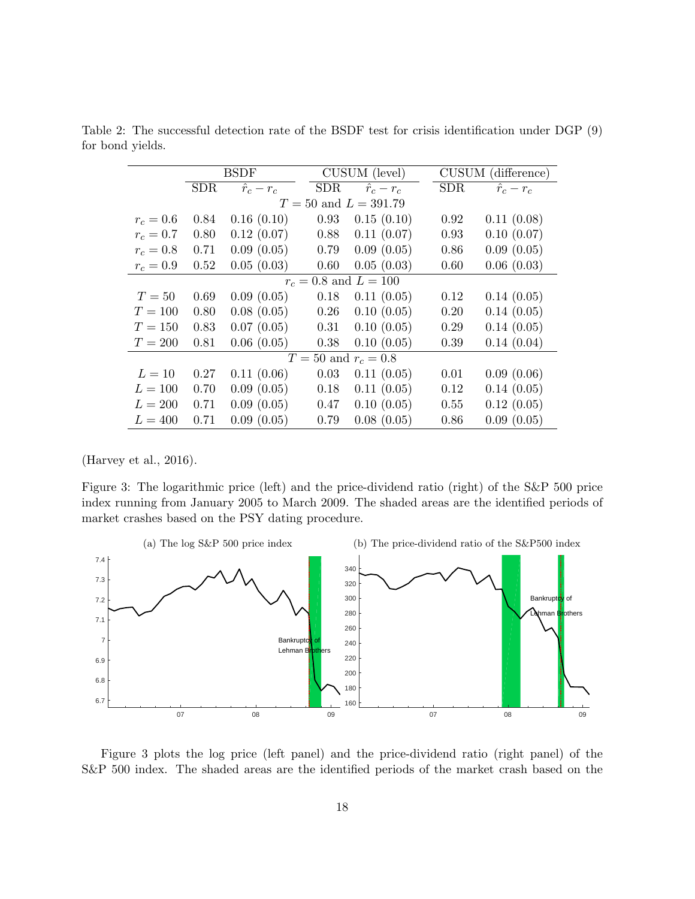Table 2: The successful detection rate of the BSDF test for crisis identification under DGP (9) for bond yields.

| | BSDF | | CUSUM (level) | | CUSUM (difference) | |
|---|---|---|---|---|---|---|
| | SDR | $\hat{r}_c - r_c$ | SDR | $\hat{r}_c - r_c$ | SDR | $\hat{r}_c - r_c$ |
| | | | $T = 50$ and $L = 391.79$ | | | |
| $r_c = 0.6$ | 0.84 | 0.16 (0.10) | 0.93 | 0.15 (0.10) | 0.92 | 0.11 (0.08) |
| $r_c = 0.7$ | 0.80 | 0.12 (0.07) | 0.88 | 0.11 (0.07) | 0.93 | 0.10 (0.07) |
| $r_c = 0.8$ | 0.71 | 0.09 (0.05) | 0.79 | 0.09 (0.05) | 0.86 | 0.09 (0.05) |
| $r_c = 0.9$ | 0.52 | 0.05 (0.03) | 0.60 | 0.05 (0.03) | 0.60 | 0.06 (0.03) |
| | | | $r_c = 0.8$ and $L = 100$ | | | |
| $T = 50$ | 0.69 | 0.09 (0.05) | 0.18 | 0.11 (0.05) | 0.12 | 0.14 (0.05) |
| $T = 100$ | 0.80 | 0.08 (0.05) | 0.26 | 0.10 (0.05) | 0.20 | 0.14 (0.05) |
| $T = 150$ | 0.83 | 0.07 (0.05) | 0.31 | 0.10 (0.05) | 0.29 | 0.14 (0.05) |
| $T = 200$ | 0.81 | 0.06 (0.05) | 0.38 | 0.10 (0.05) | 0.39 | 0.14 (0.04) |
| | | | $T = 50$ and $r_c = 0.8$ | | | |
| $L = 10$ | 0.27 | 0.11 (0.06) | 0.03 | 0.11 (0.05) | 0.01 | 0.09 (0.06) |
| $L = 100$ | 0.70 | 0.09 (0.05) | 0.18 | 0.11 (0.05) | 0.12 | 0.14 (0.05) |
| $L = 200$ | 0.71 | 0.09 (0.05) | 0.47 | 0.10 (0.05) | 0.55 | 0.12 (0.05) |
| $L = 400$ | 0.71 | 0.09 (0.05) | 0.79 | 0.08 (0.05) | 0.86 | 0.09 (0.05) |

(Harvey et al., 2016).

Figure 3: The logarithmic price (left) and the price-dividend ratio (right) of the S&P 500 price index running from January 2005 to March 2009. The shaded areas are the identified periods of market crashes based on the PSY dating procedure.

(a) The log S&P 500 price index

(b) The price-dividend ratio of the S&P500 index

Figure 3 plots the log price (left panel) and the price-dividend ratio (right panel) of the S&P 500 index. The shaded areas are the identified periods of the market crash based on the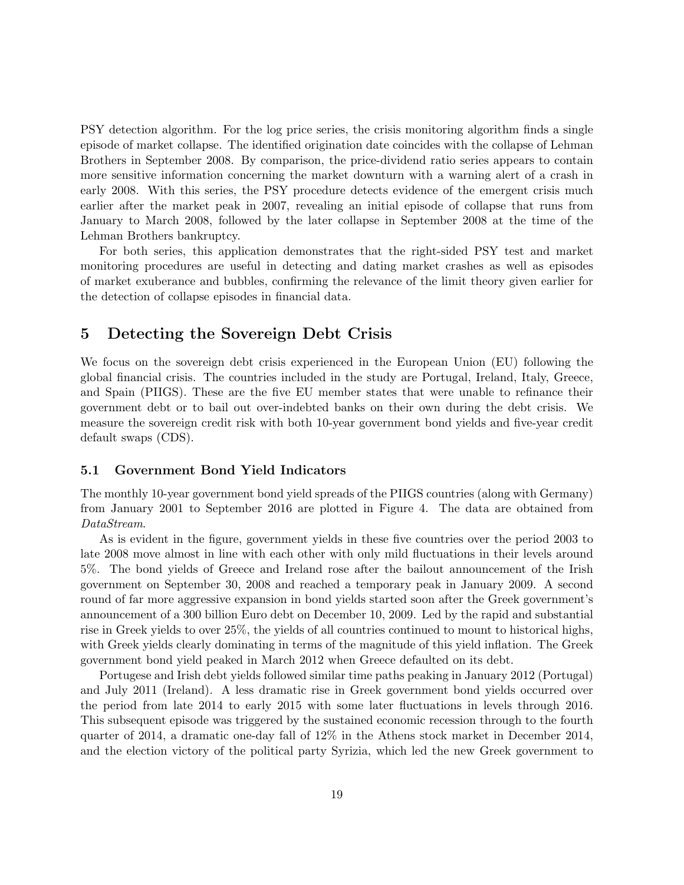PSY detection algorithm. For the log price series, the crisis monitoring algorithm finds a single episode of market collapse. The identified origination date coincides with the collapse of Lehman Brothers in September 2008. By comparison, the price-dividend ratio series appears to contain more sensitive information concerning the market downturn with a warning alert of a crash in early 2008. With this series, the PSY procedure detects evidence of the emergent crisis much earlier after the market peak in 2007, revealing an initial episode of collapse that runs from January to March 2008, followed by the later collapse in September 2008 at the time of the Lehman Brothers bankruptcy.

For both series, this application demonstrates that the right-sided PSY test and market monitoring procedures are useful in detecting and dating market crashes as well as episodes of market exuberance and bubbles, confirming the relevance of the limit theory given earlier for the detection of collapse episodes in financial data.

# 5 Detecting the Sovereign Debt Crisis

We focus on the sovereign debt crisis experienced in the European Union (EU) following the global financial crisis. The countries included in the study are Portugal, Ireland, Italy, Greece, and Spain (PIIGS). These are the five EU member states that were unable to refinance their government debt or to bail out over-indebted banks on their own during the debt crisis. We measure the sovereign credit risk with both 10-year government bond yields and five-year credit default swaps (CDS).

## 5.1 Government Bond Yield Indicators

The monthly 10-year government bond yield spreads of the PIIGS countries (along with Germany) from January 2001 to September 2016 are plotted in Figure 4. The data are obtained from *DataStream*.

As is evident in the figure, government yields in these five countries over the period 2003 to late 2008 move almost in line with each other with only mild fluctuations in their levels around 5%. The bond yields of Greece and Ireland rose after the bailout announcement of the Irish government on September 30, 2008 and reached a temporary peak in January 2009. A second round of far more aggressive expansion in bond yields started soon after the Greek government's announcement of a 300 billion Euro debt on December 10, 2009. Led by the rapid and substantial rise in Greek yields to over 25%, the yields of all countries continued to mount to historical highs, with Greek yields clearly dominating in terms of the magnitude of this yield inflation. The Greek government bond yield peaked in March 2012 when Greece defaulted on its debt.

Portugese and Irish debt yields followed similar time paths peaking in January 2012 (Portugal) and July 2011 (Ireland). A less dramatic rise in Greek government bond yields occurred over the period from late 2014 to early 2015 with some later fluctuations in levels through 2016. This subsequent episode was triggered by the sustained economic recession through to the fourth quarter of 2014, a dramatic one-day fall of 12% in the Athens stock market in December 2014, and the election victory of the political party Syrizia, which led the new Greek government to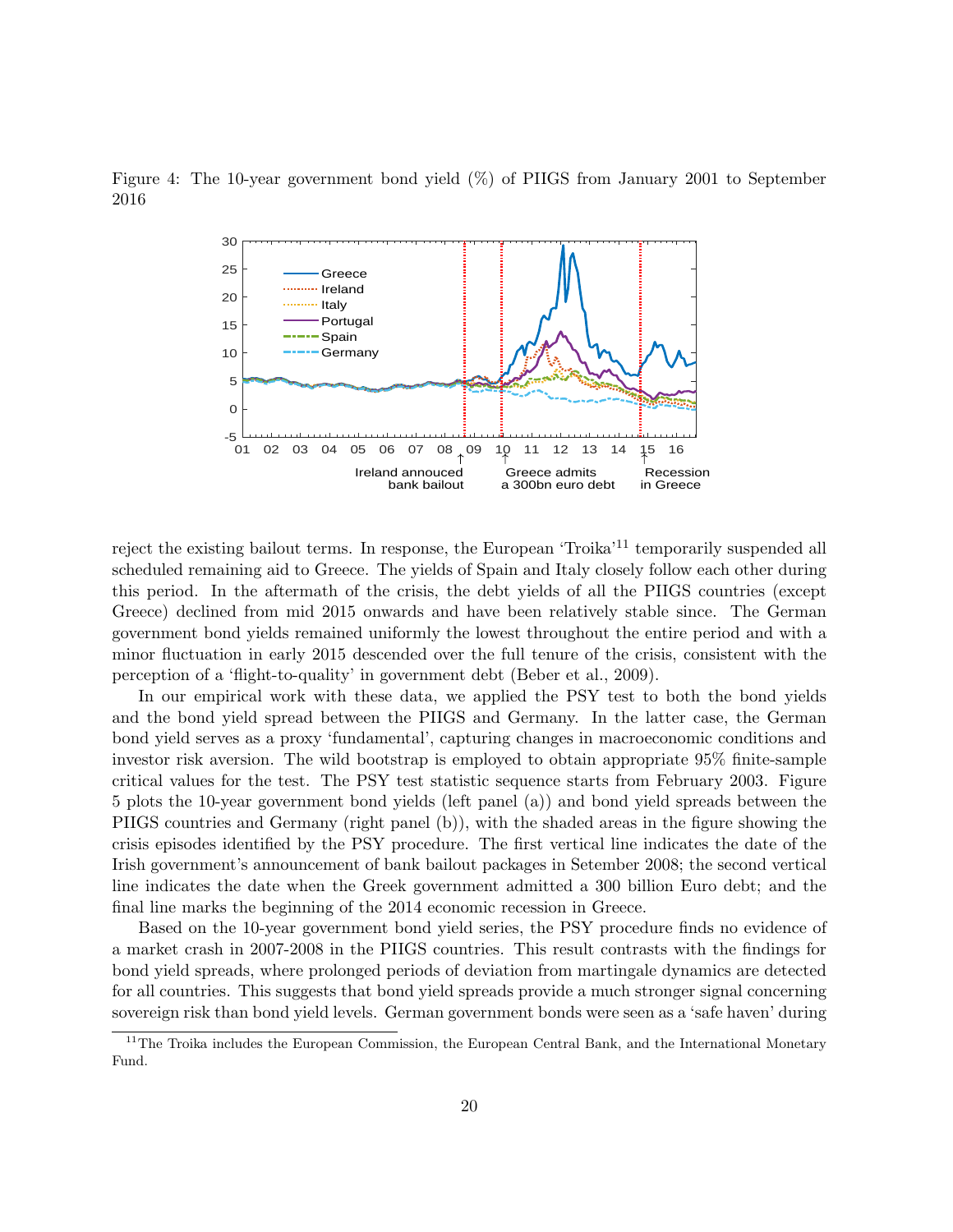Figure 4: The 10-year government bond yield (%) of PIIGS from January 2001 to September 2016

reject the existing bailout terms. In response, the European 'Troika'[11] temporarily suspended all scheduled remaining aid to Greece. The yields of Spain and Italy closely follow each other during this period. In the aftermath of the crisis, the debt yields of all the PIIGS countries (except Greece) declined from mid 2015 onwards and have been relatively stable since. The German government bond yields remained uniformly the lowest throughout the entire period and with a minor fluctuation in early 2015 descended over the full tenure of the crisis, consistent with the perception of a 'flight-to-quality' in government debt (Beber et al., 2009).

In our empirical work with these data, we applied the PSY test to both the bond yields and the bond yield spread between the PIIGS and Germany. In the latter case, the German bond yield serves as a proxy 'fundamental', capturing changes in macroeconomic conditions and investor risk aversion. The wild bootstrap is employed to obtain appropriate 95% finite-sample critical values for the test. The PSY test statistic sequence starts from February 2003. Figure 5 plots the 10-year government bond yields (left panel (a)) and bond yield spreads between the PIIGS countries and Germany (right panel (b)), with the shaded areas in the figure showing the crisis episodes identified by the PSY procedure. The first vertical line indicates the date of the Irish government's announcement of bank bailout packages in Setember 2008; the second vertical line indicates the date when the Greek government admitted a 300 billion Euro debt; and the final line marks the beginning of the 2014 economic recession in Greece.

Based on the 10-year government bond yield series, the PSY procedure finds no evidence of a market crash in 2007-2008 in the PIIGS countries. This result contrasts with the findings for bond yield spreads, where prolonged periods of deviation from martingale dynamics are detected for all countries. This suggests that bond yield spreads provide a much stronger signal concerning sovereign risk than bond yield levels. German government bonds were seen as a 'safe haven' during

[11] The Troika includes the European Commission, the European Central Bank, and the International Monetary Fund.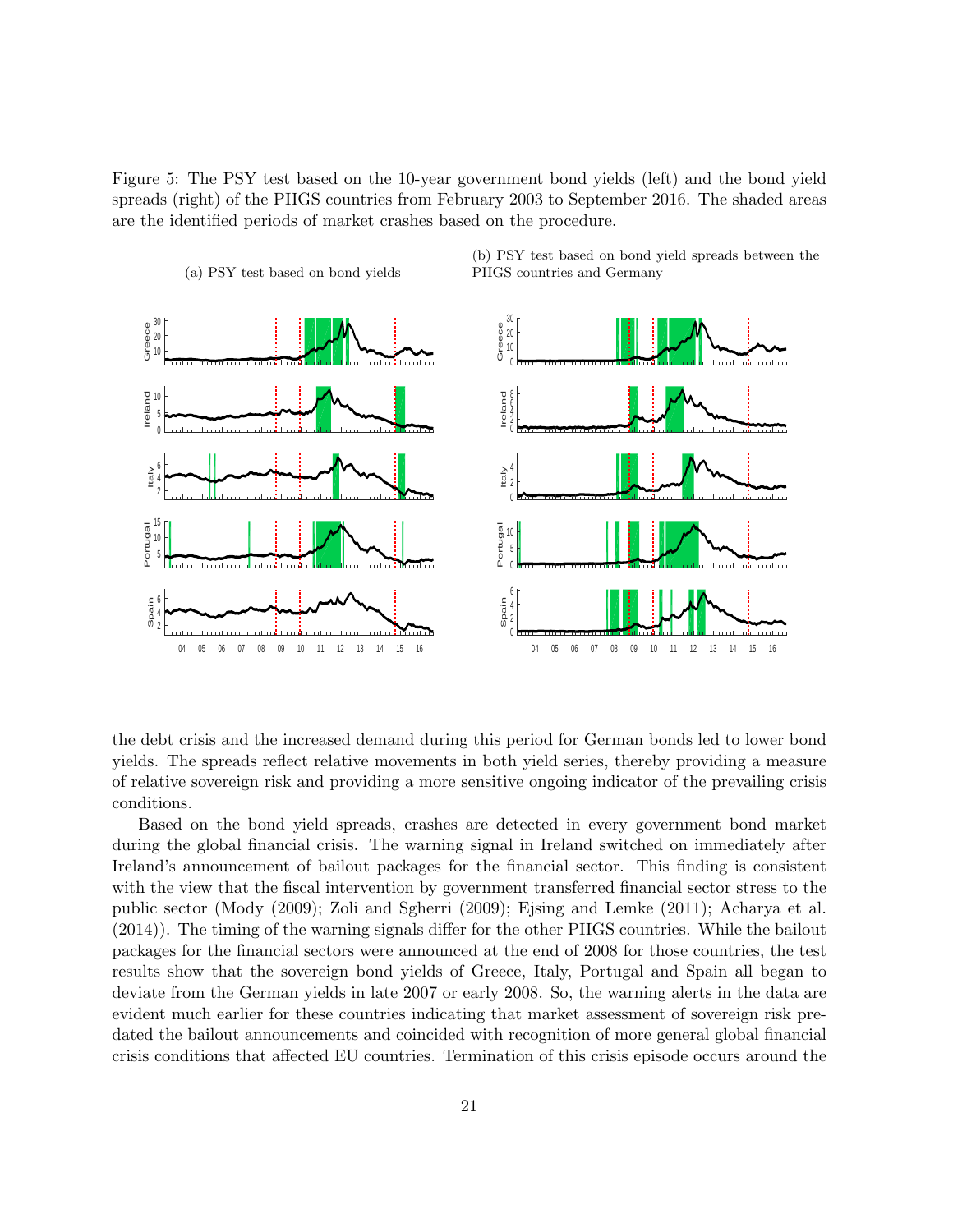Figure 5: The PSY test based on the 10-year government bond yields (left) and the bond yield spreads (right) of the PIIGS countries from February 2003 to September 2016. The shaded areas are the identified periods of market crashes based on the procedure.

(a) PSY test based on bond yields

(b) PSY test based on bond yield spreads between the PIIGS countries and Germany

the debt crisis and the increased demand during this period for German bonds led to lower bond yields. The spreads reflect relative movements in both yield series, thereby providing a measure of relative sovereign risk and providing a more sensitive ongoing indicator of the prevailing crisis conditions.

Based on the bond yield spreads, crashes are detected in every government bond market during the global financial crisis. The warning signal in Ireland switched on immediately after Ireland's announcement of bailout packages for the financial sector. This finding is consistent with the view that the fiscal intervention by government transferred financial sector stress to the public sector (Mody (2009); Zoli and Sgherri (2009); Ejsing and Lemke (2011); Acharya et al. (2014)). The timing of the warning signals differ for the other PIIGS countries. While the bailout packages for the financial sectors were announced at the end of 2008 for those countries, the test results show that the sovereign bond yields of Greece, Italy, Portugal and Spain all began to deviate from the German yields in late 2007 or early 2008. So, the warning alerts in the data are evident much earlier for these countries indicating that market assessment of sovereign risk predated the bailout announcements and coincided with recognition of more general global financial crisis conditions that affected EU countries. Termination of this crisis episode occurs around the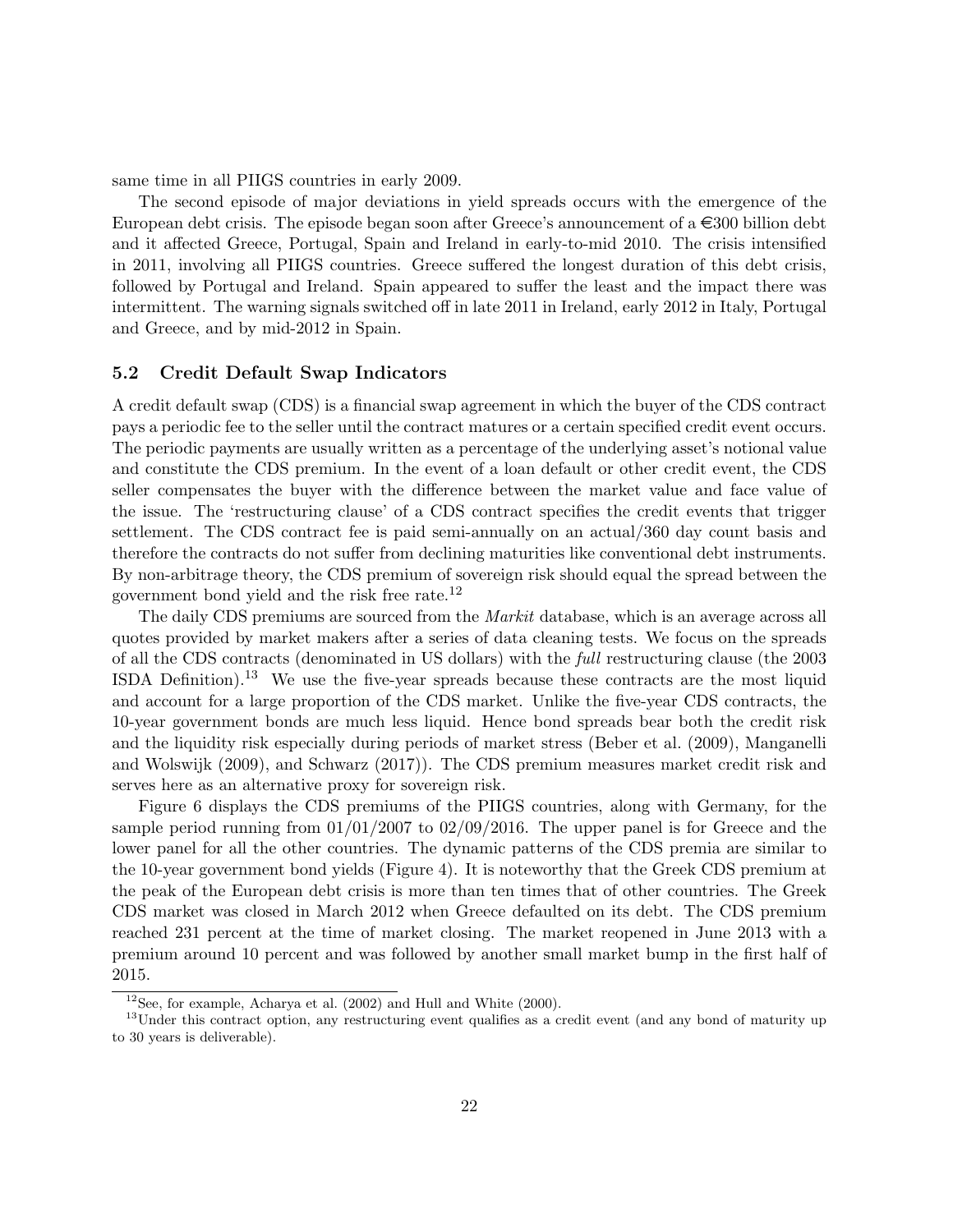same time in all PIIGS countries in early 2009.

The second episode of major deviations in yield spreads occurs with the emergence of the European debt crisis. The episode began soon after Greece's announcement of a €300 billion debt and it affected Greece, Portugal, Spain and Ireland in early-to-mid 2010. The crisis intensified in 2011, involving all PIIGS countries. Greece suffered the longest duration of this debt crisis, followed by Portugal and Ireland. Spain appeared to suffer the least and the impact there was intermittent. The warning signals switched off in late 2011 in Ireland, early 2012 in Italy, Portugal and Greece, and by mid-2012 in Spain.

### 5.2 Credit Default Swap Indicators

A credit default swap (CDS) is a financial swap agreement in which the buyer of the CDS contract pays a periodic fee to the seller until the contract matures or a certain specified credit event occurs. The periodic payments are usually written as a percentage of the underlying asset's notional value and constitute the CDS premium. In the event of a loan default or other credit event, the CDS seller compensates the buyer with the difference between the market value and face value of the issue. The 'restructuring clause' of a CDS contract specifies the credit events that trigger settlement. The CDS contract fee is paid semi-annually on an actual/360 day count basis and therefore the contracts do not suffer from declining maturities like conventional debt instruments. By non-arbitrage theory, the CDS premium of sovereign risk should equal the spread between the government bond yield and the risk free rate.[12]

The daily CDS premiums are sourced from the *Markit* database, which is an average across all quotes provided by market makers after a series of data cleaning tests. We focus on the spreads of all the CDS contracts (denominated in US dollars) with the *full* restructuring clause (the 2003 ISDA Definition).[13] We use the five-year spreads because these contracts are the most liquid and account for a large proportion of the CDS market. Unlike the five-year CDS contracts, the 10-year government bonds are much less liquid. Hence bond spreads bear both the credit risk and the liquidity risk especially during periods of market stress (Beber et al. (2009), Manganelli and Wolswijk (2009), and Schwarz (2017)). The CDS premium measures market credit risk and serves here as an alternative proxy for sovereign risk.

Figure 6 displays the CDS premiums of the PIIGS countries, along with Germany, for the sample period running from 01/01/2007 to 02/09/2016. The upper panel is for Greece and the lower panel for all the other countries. The dynamic patterns of the CDS premia are similar to the 10-year government bond yields (Figure 4). It is noteworthy that the Greek CDS premium at the peak of the European debt crisis is more than ten times that of other countries. The Greek CDS market was closed in March 2012 when Greece defaulted on its debt. The CDS premium reached 231 percent at the time of market closing. The market reopened in June 2013 with a premium around 10 percent and was followed by another small market bump in the first half of 2015.

[12] See, for example, Acharya et al. (2002) and Hull and White (2000).

[13] Under this contract option, any restructuring event qualifies as a credit event (and any bond of maturity up to 30 years is deliverable).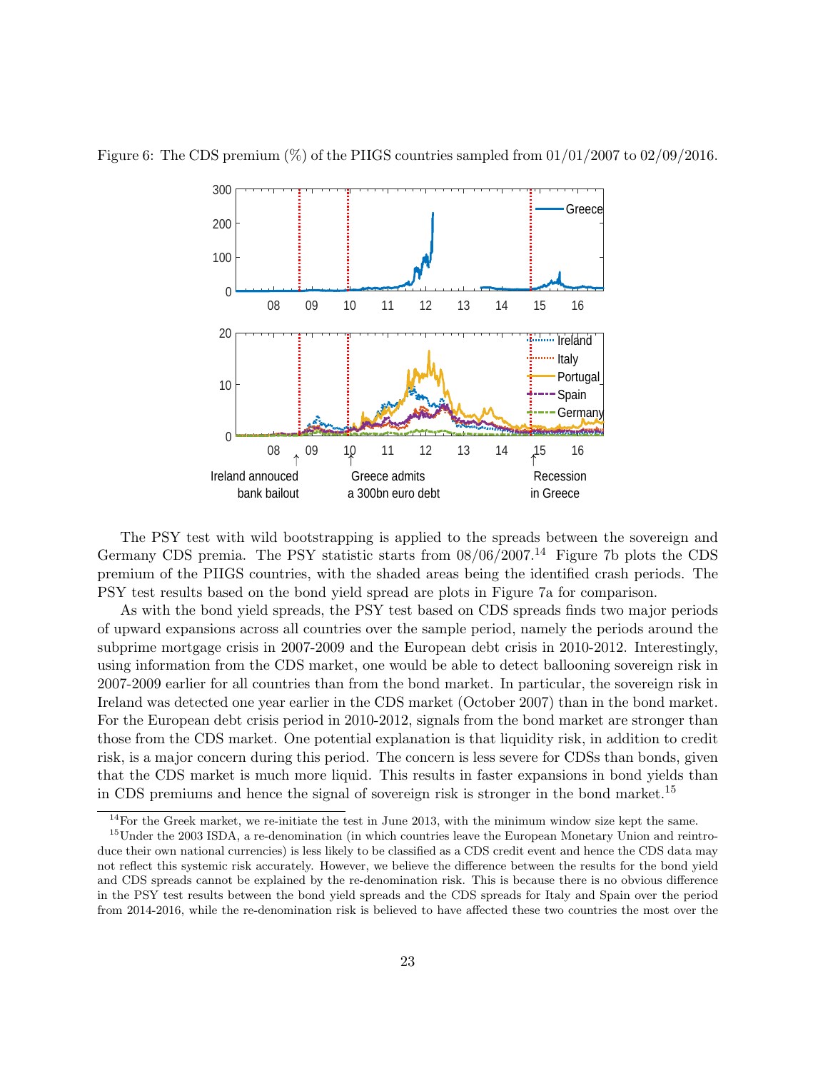Figure 6: The CDS premium (%) of the PIIGS countries sampled from 01/01/2007 to 02/09/2016.

The PSY test with wild bootstrapping is applied to the spreads between the sovereign and Germany CDS premia. The PSY statistic starts from 08/06/2007.[14] Figure 7b plots the CDS premium of the PIIGS countries, with the shaded areas being the identified crash periods. The PSY test results based on the bond yield spread are plots in Figure 7a for comparison.

As with the bond yield spreads, the PSY test based on CDS spreads finds two major periods of upward expansions across all countries over the sample period, namely the periods around the subprime mortgage crisis in 2007-2009 and the European debt crisis in 2010-2012. Interestingly, using information from the CDS market, one would be able to detect ballooning sovereign risk in 2007-2009 earlier for all countries than from the bond market. In particular, the sovereign risk in Ireland was detected one year earlier in the CDS market (October 2007) than in the bond market. For the European debt crisis period in 2010-2012, signals from the bond market are stronger than those from the CDS market. One potential explanation is that liquidity risk, in addition to credit risk, is a major concern during this period. The concern is less severe for CDSs than bonds, given that the CDS market is much more liquid. This results in faster expansions in bond yields than in CDS premiums and hence the signal of sovereign risk is stronger in the bond market.[15]

[14] For the Greek market, we re-initiate the test in June 2013, with the minimum window size kept the same.

[15] Under the 2003 ISDA, a re-denomination (in which countries leave the European Monetary Union and reintroduce their own national currencies) is less likely to be classified as a CDS credit event and hence the CDS data may not reflect this systemic risk accurately. However, we believe the difference between the results for the bond yield and CDS spreads cannot be explained by the re-denomination risk. This is because there is no obvious difference in the PSY test results between the bond yield spreads and the CDS spreads for Italy and Spain over the period from 2014-2016, while the re-denomination risk is believed to have affected these two countries the most over the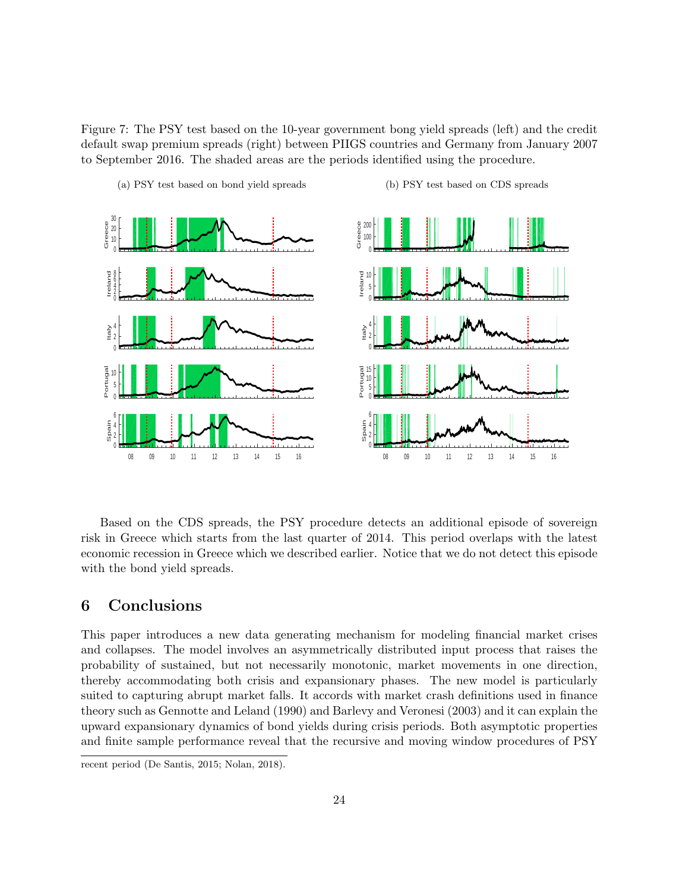Figure 7: The PSY test based on the 10-year government bong yield spreads (left) and the credit default swap premium spreads (right) between PIIGS countries and Germany from January 2007 to September 2016. The shaded areas are the periods identified using the procedure.

(a) PSY test based on bond yield spreads

(b) PSY test based on CDS spreads

Based on the CDS spreads, the PSY procedure detects an additional episode of sovereign risk in Greece which starts from the last quarter of 2014. This period overlaps with the latest economic recession in Greece which we described earlier. Notice that we do not detect this episode with the bond yield spreads.

## 6 Conclusions

This paper introduces a new data generating mechanism for modeling financial market crises and collapses. The model involves an asymmetrically distributed input process that raises the probability of sustained, but not necessarily monotonic, market movements in one direction, thereby accommodating both crisis and expansionary phases. The new model is particularly suited to capturing abrupt market falls. It accords with market crash definitions used in finance theory such as Gennotte and Leland (1990) and Barlevy and Veronesi (2003) and it can explain the upward expansionary dynamics of bond yields during crisis periods. Both asymptotic properties and finite sample performance reveal that the recursive and moving window procedures of PSY

recent period (De Santis, 2015; Nolan, 2018).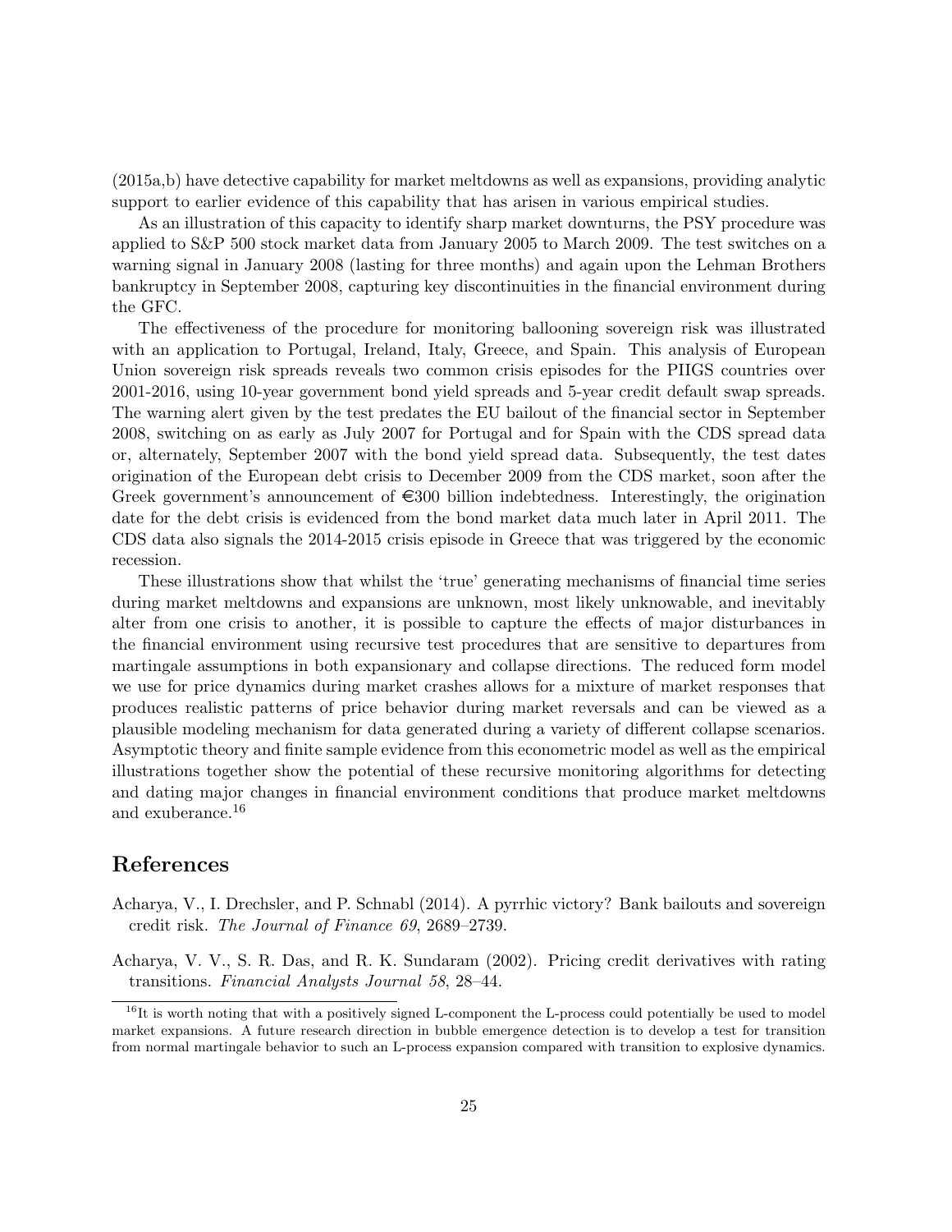(2015a,b) have detective capability for market meltdowns as well as expansions, providing analytic support to earlier evidence of this capability that has arisen in various empirical studies.

As an illustration of this capacity to identify sharp market downturns, the PSY procedure was applied to S&P 500 stock market data from January 2005 to March 2009. The test switches on a warning signal in January 2008 (lasting for three months) and again upon the Lehman Brothers bankruptcy in September 2008, capturing key discontinuities in the financial environment during the GFC.

The effectiveness of the procedure for monitoring ballooning sovereign risk was illustrated with an application to Portugal, Ireland, Italy, Greece, and Spain. This analysis of European Union sovereign risk spreads reveals two common crisis episodes for the PIIGS countries over 2001-2016, using 10-year government bond yield spreads and 5-year credit default swap spreads. The warning alert given by the test predates the EU bailout of the financial sector in September 2008, switching on as early as July 2007 for Portugal and for Spain with the CDS spread data or, alternately, September 2007 with the bond yield spread data. Subsequently, the test dates origination of the European debt crisis to December 2009 from the CDS market, soon after the Greek government's announcement of €300 billion indebtedness. Interestingly, the origination date for the debt crisis is evidenced from the bond market data much later in April 2011. The CDS data also signals the 2014-2015 crisis episode in Greece that was triggered by the economic recession.

These illustrations show that whilst the 'true' generating mechanisms of financial time series during market meltdowns and expansions are unknown, most likely unknowable, and inevitably alter from one crisis to another, it is possible to capture the effects of major disturbances in the financial environment using recursive test procedures that are sensitive to departures from martingale assumptions in both expansionary and collapse directions. The reduced form model we use for price dynamics during market crashes allows for a mixture of market responses that produces realistic patterns of price behavior during market reversals and can be viewed as a plausible modeling mechanism for data generated during a variety of different collapse scenarios. Asymptotic theory and finite sample evidence from this econometric model as well as the empirical illustrations together show the potential of these recursive monitoring algorithms for detecting and dating major changes in financial environment conditions that produce market meltdowns and exuberance.[16]

# References

Acharya, V., I. Drechsler, and P. Schnabl (2014). A pyrrhic victory? Bank bailouts and sovereign credit risk. *The Journal of Finance 69*, 2689–2739.

Acharya, V. V., S. R. Das, and R. K. Sundaram (2002). Pricing credit derivatives with rating transitions. *Financial Analysts Journal 58*, 28–44.

[16] It is worth noting that with a positively signed L-component the L-process could potentially be used to model market expansions. A future research direction in bubble emergence detection is to develop a test for transition from normal martingale behavior to such an L-process expansion compared with transition to explosive dynamics.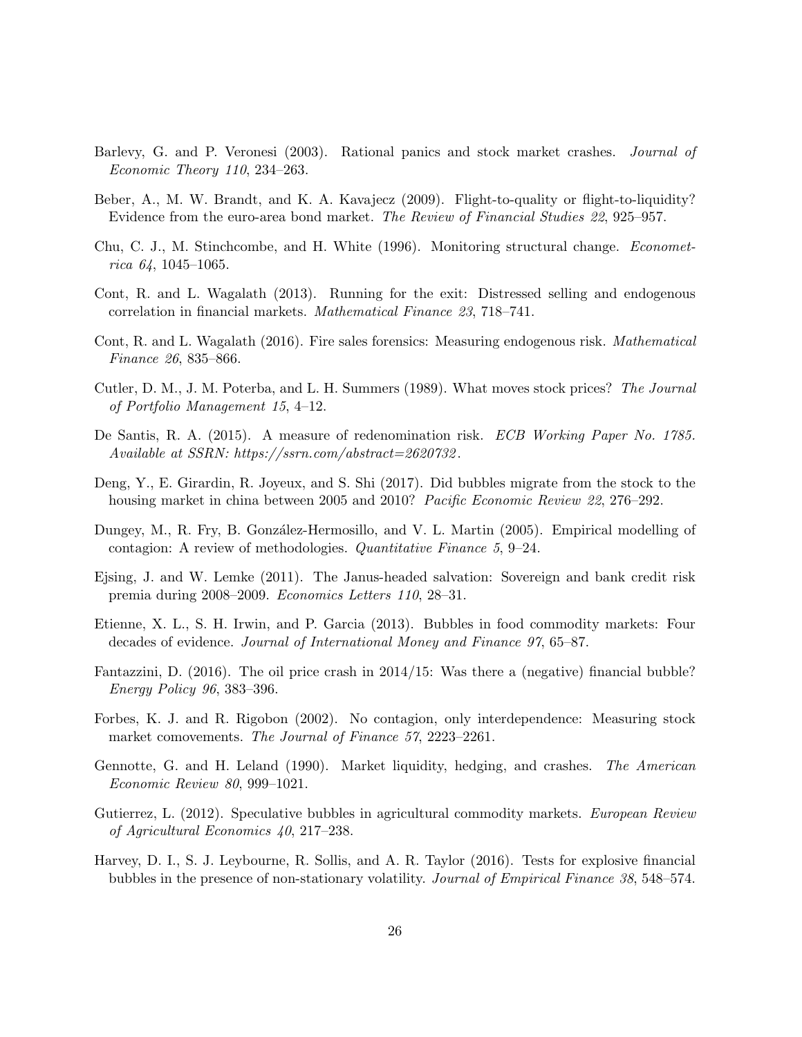Barlevy, G. and P. Veronesi (2003). Rational panics and stock market crashes. *Journal of Economic Theory 110*, 234–263.

Beber, A., M. W. Brandt, and K. A. Kavajecz (2009). Flight-to-quality or flight-to-liquidity? Evidence from the euro-area bond market. *The Review of Financial Studies 22*, 925–957.

Chu, C. J., M. Stinchcombe, and H. White (1996). Monitoring structural change. *Econometrica 64*, 1045–1065.

Cont, R. and L. Wagalath (2013). Running for the exit: Distressed selling and endogenous correlation in financial markets. *Mathematical Finance 23*, 718–741.

Cont, R. and L. Wagalath (2016). Fire sales forensics: Measuring endogenous risk. *Mathematical Finance 26*, 835–866.

Cutler, D. M., J. M. Poterba, and L. H. Summers (1989). What moves stock prices? *The Journal of Portfolio Management 15*, 4–12.

De Santis, R. A. (2015). A measure of redenomination risk. *ECB Working Paper No. 1785. Available at SSRN: https://ssrn.com/abstract=2620732*.

Deng, Y., E. Girardin, R. Joyeux, and S. Shi (2017). Did bubbles migrate from the stock to the housing market in china between 2005 and 2010? *Pacific Economic Review 22*, 276–292.

Dungey, M., R. Fry, B. González-Hermosillo, and V. L. Martin (2005). Empirical modelling of contagion: A review of methodologies. *Quantitative Finance 5*, 9–24.

Ejsing, J. and W. Lemke (2011). The Janus-headed salvation: Sovereign and bank credit risk premia during 2008–2009. *Economics Letters 110*, 28–31.

Etienne, X. L., S. H. Irwin, and P. Garcia (2013). Bubbles in food commodity markets: Four decades of evidence. *Journal of International Money and Finance 97*, 65–87.

Fantazzini, D. (2016). The oil price crash in 2014/15: Was there a (negative) financial bubble? *Energy Policy 96*, 383–396.

Forbes, K. J. and R. Rigobon (2002). No contagion, only interdependence: Measuring stock market comovements. *The Journal of Finance 57*, 2223–2261.

Gennotte, G. and H. Leland (1990). Market liquidity, hedging, and crashes. *The American Economic Review 80*, 999–1021.

Gutierrez, L. (2012). Speculative bubbles in agricultural commodity markets. *European Review of Agricultural Economics 40*, 217–238.

Harvey, D. I., S. J. Leybourne, R. Sollis, and A. R. Taylor (2016). Tests for explosive financial bubbles in the presence of non-stationary volatility. *Journal of Empirical Finance 38*, 548–574.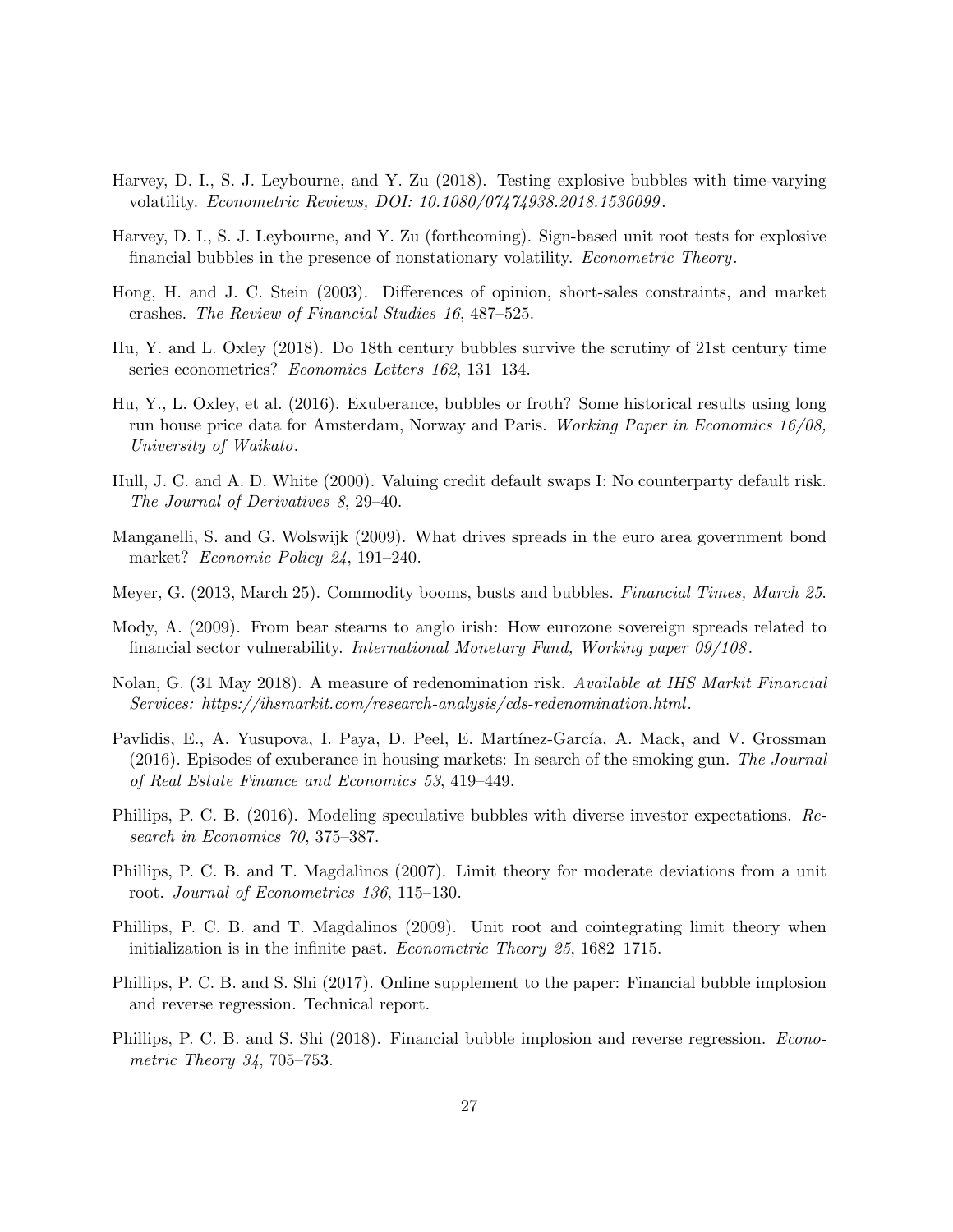Harvey, D. I., S. J. Leybourne, and Y. Zu (2018). Testing explosive bubbles with time-varying volatility. *Econometric Reviews, DOI: 10.1080/07474938.2018.1536099*.

Harvey, D. I., S. J. Leybourne, and Y. Zu (forthcoming). Sign-based unit root tests for explosive financial bubbles in the presence of nonstationary volatility. *Econometric Theory*.

Hong, H. and J. C. Stein (2003). Differences of opinion, short-sales constraints, and market crashes. *The Review of Financial Studies 16*, 487–525.

Hu, Y. and L. Oxley (2018). Do 18th century bubbles survive the scrutiny of 21st century time series econometrics? *Economics Letters 162*, 131–134.

Hu, Y., L. Oxley, et al. (2016). Exuberance, bubbles or froth? Some historical results using long run house price data for Amsterdam, Norway and Paris. *Working Paper in Economics 16/08, University of Waikato*.

Hull, J. C. and A. D. White (2000). Valuing credit default swaps I: No counterparty default risk. *The Journal of Derivatives 8*, 29–40.

Manganelli, S. and G. Wolswijk (2009). What drives spreads in the euro area government bond market? *Economic Policy 24*, 191–240.

Meyer, G. (2013, March 25). Commodity booms, busts and bubbles. *Financial Times, March 25.*

Mody, A. (2009). From bear stearns to anglo irish: How eurozone sovereign spreads related to financial sector vulnerability. *International Monetary Fund, Working paper 09/108*.

Nolan, G. (31 May 2018). A measure of redenomination risk. *Available at IHS Markit Financial Services: https://ihsmarkit.com/research-analysis/cds-redenomination.html*.

Pavlidis, E., A. Yusupova, I. Paya, D. Peel, E. Martínez-García, A. Mack, and V. Grossman (2016). Episodes of exuberance in housing markets: In search of the smoking gun. *The Journal of Real Estate Finance and Economics 53*, 419–449.

Phillips, P. C. B. (2016). Modeling speculative bubbles with diverse investor expectations. *Research in Economics 70*, 375–387.

Phillips, P. C. B. and T. Magdalinos (2007). Limit theory for moderate deviations from a unit root. *Journal of Econometrics 136*, 115–130.

Phillips, P. C. B. and T. Magdalinos (2009). Unit root and cointegrating limit theory when initialization is in the infinite past. *Econometric Theory 25*, 1682–1715.

Phillips, P. C. B. and S. Shi (2017). Online supplement to the paper: Financial bubble implosion and reverse regression. Technical report.

Phillips, P. C. B. and S. Shi (2018). Financial bubble implosion and reverse regression. *Econometric Theory 34*, 705–753.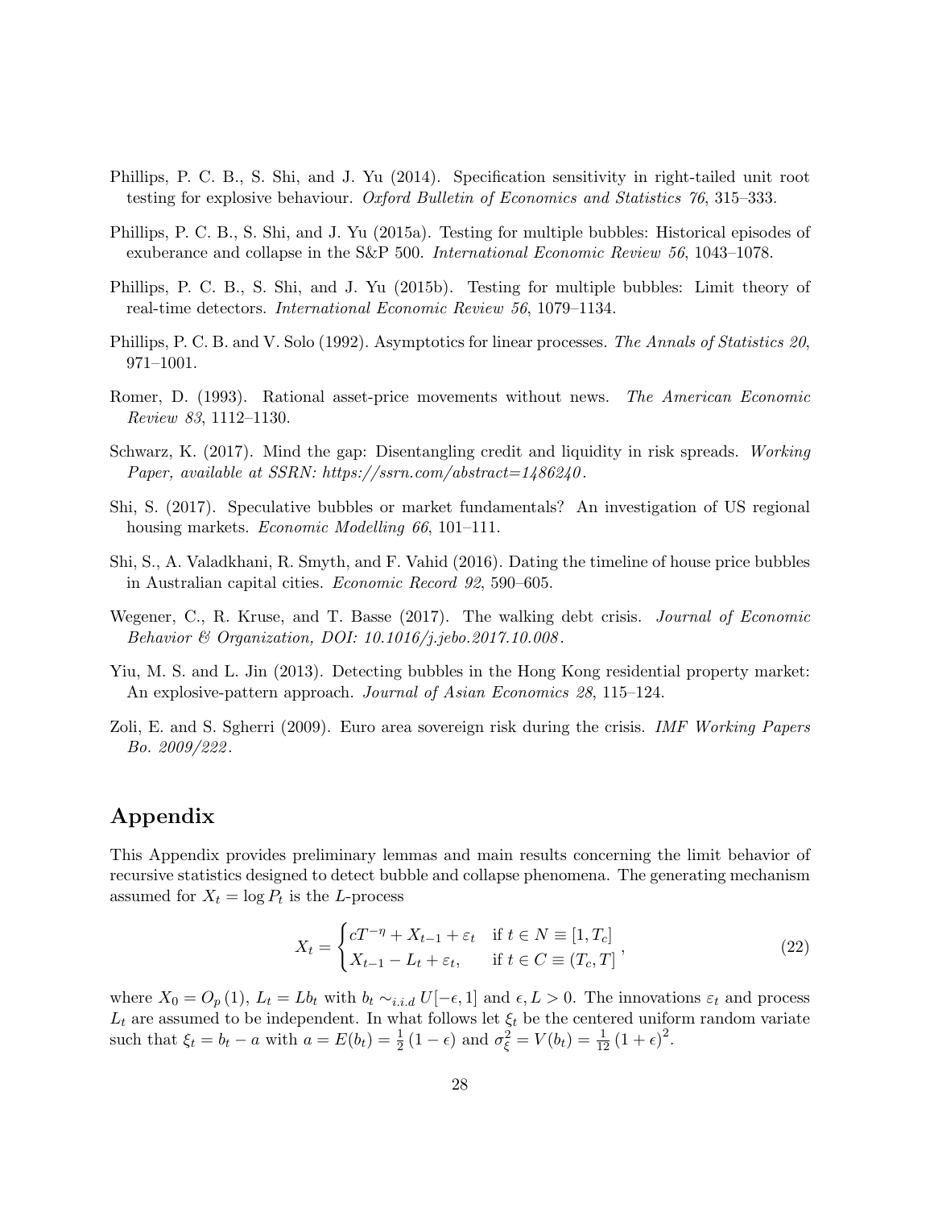Phillips, P. C. B., S. Shi, and J. Yu (2014). Specification sensitivity in right-tailed unit root testing for explosive behaviour. *Oxford Bulletin of Economics and Statistics 76*, 315–333.

Phillips, P. C. B., S. Shi, and J. Yu (2015a). Testing for multiple bubbles: Historical episodes of exuberance and collapse in the S&P 500. *International Economic Review 56*, 1043–1078.

Phillips, P. C. B., S. Shi, and J. Yu (2015b). Testing for multiple bubbles: Limit theory of real-time detectors. *International Economic Review 56*, 1079–1134.

Phillips, P. C. B. and V. Solo (1992). Asymptotics for linear processes. *The Annals of Statistics 20*, 971–1001.

Romer, D. (1993). Rational asset-price movements without news. *The American Economic Review 83*, 1112–1130.

Schwarz, K. (2017). Mind the gap: Disentangling credit and liquidity in risk spreads. *Working Paper, available at SSRN: https://ssrn.com/abstract=1486240*.

Shi, S. (2017). Speculative bubbles or market fundamentals? An investigation of US regional housing markets. *Economic Modelling 66*, 101–111.

Shi, S., A. Valadkhani, R. Smyth, and F. Vahid (2016). Dating the timeline of house price bubbles in Australian capital cities. *Economic Record 92*, 590–605.

Wegener, C., R. Kruse, and T. Basse (2017). The walking debt crisis. *Journal of Economic Behavior & Organization, DOI: 10.1016/j.jebo.2017.10.008*.

Yiu, M. S. and L. Jin (2013). Detecting bubbles in the Hong Kong residential property market: An explosive-pattern approach. *Journal of Asian Economics 28*, 115–124.

Zoli, E. and S. Sgherri (2009). Euro area sovereign risk during the crisis. *IMF Working Papers Bo. 2009/222*.

# Appendix

This Appendix provides preliminary lemmas and main results concerning the limit behavior of recursive statistics designed to detect bubble and collapse phenomena. The generating mechanism assumed for $X_t = \log P_t$ is the $L$-process

$$X_t = \begin{cases} cT^{-\eta} + X_{t-1} + \varepsilon_t & \text{if } t \in N \equiv [1, T_c] \\ X_{t-1} - L_t + \varepsilon_t, & \text{if } t \in C \equiv (T_c, T] \end{cases}, \tag{22}$$

where $X_0 = O_p(1)$, $L_t = Lb_t$ with $b_t \sim_{i.i.d} U[-\epsilon, 1]$ and $\epsilon, L > 0$. The innovations $\varepsilon_t$ and process $L_t$ are assumed to be independent. In what follows let $\xi_t$ be the centered uniform random variate such that $\xi_t = b_t - a$ with $a = E(b_t) = \frac{1}{2}(1-\epsilon)$ and $\sigma_\xi^2 = V(b_t) = \frac{1}{12}(1+\epsilon)^2$.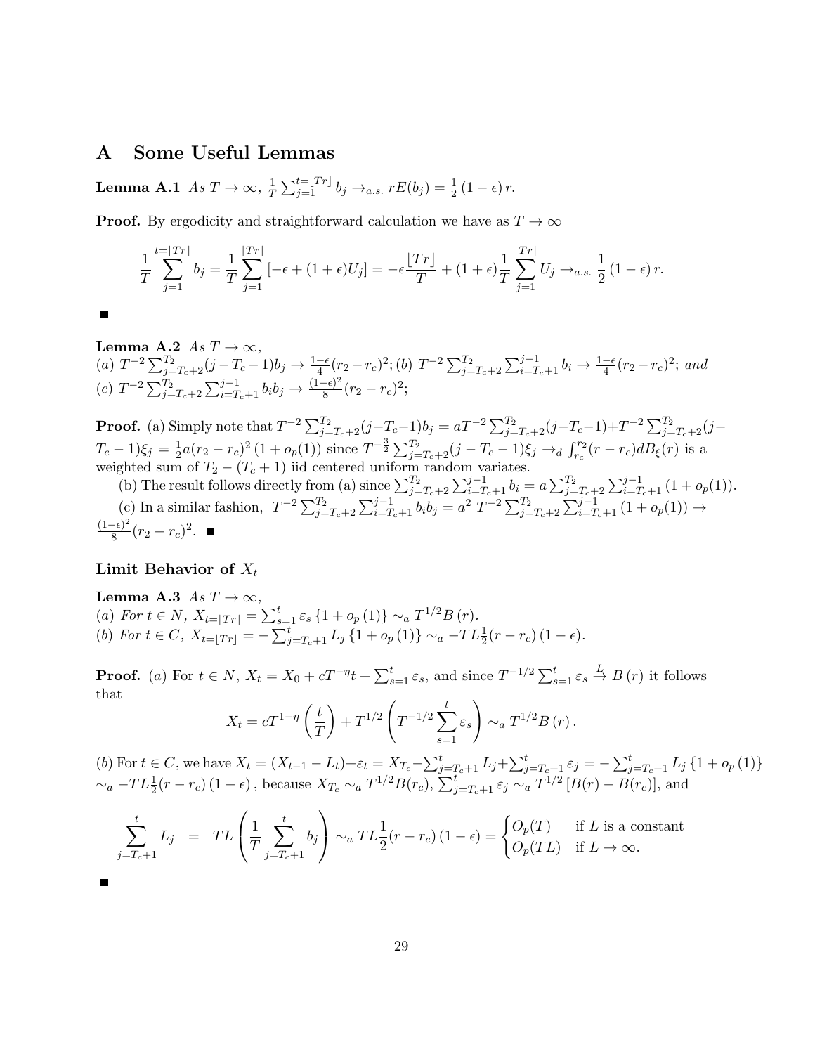# A Some Useful Lemmas

**Lemma A.1** *As* $T \to \infty$, $\frac{1}{T}\sum_{j=1}^{t=\lfloor Tr \rfloor} b_j \to_{a.s.} rE(b_j) = \frac{1}{2}(1-\epsilon)r$.

**Proof.** By ergodicity and straightforward calculation we have as $T \to \infty$

$$\frac{1}{T}\sum_{j=1}^{t=\lfloor Tr \rfloor} b_j = \frac{1}{T}\sum_{j=1}^{\lfloor Tr \rfloor}[-\epsilon + (1+\epsilon)U_j] = -\epsilon\frac{\lfloor Tr \rfloor}{T} + (1+\epsilon)\frac{1}{T}\sum_{j=1}^{\lfloor Tr \rfloor} U_j \to_{a.s.} \frac{1}{2}(1-\epsilon)r.$$

■

**Lemma A.2** *As* $T \to \infty$,
*(a)* $T^{-2}\sum_{j=T_c+2}^{T_2}(j-T_c-1)b_j \to \frac{1-\epsilon}{4}(r_2-r_c)^2$; *(b)* $T^{-2}\sum_{j=T_c+2}^{T_2}\sum_{i=T_c+1}^{j-1} b_i \to \frac{1-\epsilon}{4}(r_2-r_c)^2$; *and*
*(c)* $T^{-2}\sum_{j=T_c+2}^{T_2}\sum_{i=T_c+1}^{j-1} b_i b_j \to \frac{(1-\epsilon)^2}{8}(r_2-r_c)^2$;

**Proof.** (a) Simply note that $T^{-2}\sum_{j=T_c+2}^{T_2}(j-T_c-1)b_j = aT^{-2}\sum_{j=T_c+2}^{T_2}(j-T_c-1) + T^{-2}\sum_{j=T_c+2}^{T_2}(j-T_c-1)\xi_j = \frac{1}{2}a(r_2-r_c)^2(1+o_p(1))$ since $T^{-\frac{3}{2}}\sum_{j=T_c+2}^{T_2}(j-T_c-1)\xi_j \to_d \int_{r_c}^{r_2}(r-r_c)dB_\xi(r)$ is a weighted sum of $T_2-(T_c+1)$ iid centered uniform random variates.

(b) The result follows directly from (a) since $\sum_{j=T_c+2}^{T_2}\sum_{i=T_c+1}^{j-1} b_i = a\sum_{j=T_c+2}^{T_2}\sum_{i=T_c+1}^{j-1}(1+o_p(1))$.

(c) In a similar fashion, $T^{-2}\sum_{j=T_c+2}^{T_2}\sum_{i=T_c+1}^{j-1} b_i b_j = a^2\, T^{-2}\sum_{j=T_c+2}^{T_2}\sum_{i=T_c+1}^{j-1}(1+o_p(1)) \to \frac{(1-\epsilon)^2}{8}(r_2-r_c)^2$. ■

### Limit Behavior of $X_t$

**Lemma A.3** *As* $T \to \infty$,
*(a) For* $t \in N$, $X_{t=\lfloor Tr \rfloor} = \sum_{s=1}^{t}\varepsilon_s\{1+o_p(1)\} \sim_a T^{1/2}B(r)$.
*(b) For* $t \in C$, $X_{t=\lfloor Tr \rfloor} = -\sum_{j=T_c+1}^{t} L_j\{1+o_p(1)\} \sim_a -TL\frac{1}{2}(r-r_c)(1-\epsilon)$.

**Proof.** *(a)* For $t \in N$, $X_t = X_0 + cT^{-\eta}t + \sum_{s=1}^{t}\varepsilon_s$, and since $T^{-1/2}\sum_{s=1}^{t}\varepsilon_s \xrightarrow{L} B(r)$ it follows that

$$X_t = cT^{1-\eta}\left(\frac{t}{T}\right) + T^{1/2}\left(T^{-1/2}\sum_{s=1}^{t}\varepsilon_s\right) \sim_a T^{1/2}B(r).$$

*(b)* For $t \in C$, we have $X_t = (X_{t-1}-L_t)+\varepsilon_t = X_{T_c} - \sum_{j=T_c+1}^{t} L_j + \sum_{j=T_c+1}^{t}\varepsilon_j = -\sum_{j=T_c+1}^{t} L_j\{1+o_p(1)\}$ $\sim_a -TL\frac{1}{2}(r-r_c)(1-\epsilon)$, because $X_{T_c} \sim_a T^{1/2}B(r_c)$, $\sum_{j=T_c+1}^{t}\varepsilon_j \sim_a T^{1/2}[B(r)-B(r_c)]$, and

$$\sum_{j=T_c+1}^{t} L_j = TL\left(\frac{1}{T}\sum_{j=T_c+1}^{t} b_j\right) \sim_a TL\frac{1}{2}(r-r_c)(1-\epsilon) = \begin{cases} O_p(T) & \text{if } L \text{ is a constant} \\ O_p(TL) & \text{if } L \to \infty. \end{cases}$$

■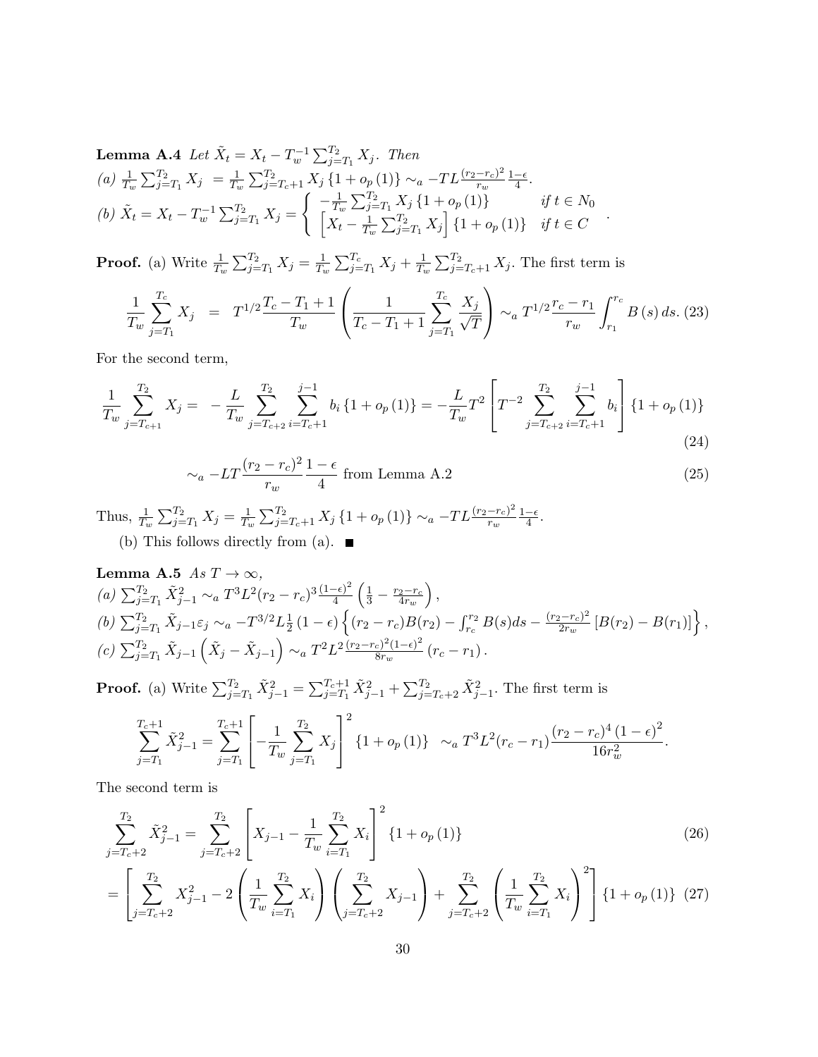**Lemma A.4** *Let $\tilde{X}_t = X_t - T_w^{-1}\sum_{j=T_1}^{T_2} X_j$. Then*
*(a)* $\frac{1}{T_w}\sum_{j=T_1}^{T_2} X_j = \frac{1}{T_w}\sum_{j=T_c+1}^{T_2} X_j \{1+o_p(1)\} \sim_a -TL\frac{(r_2-r_c)^2}{r_w}\frac{1-\epsilon}{4}$.
*(b)* $\tilde{X}_t = X_t - T_w^{-1}\sum_{j=T_1}^{T_2} X_j = \begin{cases} -\frac{1}{T_w}\sum_{j=T_1}^{T_2} X_j \{1+o_p(1)\} & \text{if } t \in N_0 \\ \left[X_t - \frac{1}{T_w}\sum_{j=T_1}^{T_2} X_j\right]\{1+o_p(1)\} & \text{if } t \in C \end{cases}$.

**Proof.** (a) Write $\frac{1}{T_w}\sum_{j=T_1}^{T_2} X_j = \frac{1}{T_w}\sum_{j=T_1}^{T_c} X_j + \frac{1}{T_w}\sum_{j=T_c+1}^{T_2} X_j$. The first term is

$$\frac{1}{T_w}\sum_{j=T_1}^{T_c} X_j = T^{1/2}\frac{T_c - T_1 + 1}{T_w}\left(\frac{1}{T_c - T_1 + 1}\sum_{j=T_1}^{T_c}\frac{X_j}{\sqrt{T}}\right) \sim_a T^{1/2}\frac{r_c - r_1}{r_w}\int_{r_1}^{r_c} B(s)\,ds. \tag{23}$$

For the second term,

$$\frac{1}{T_w}\sum_{j=T_{c+1}}^{T_2} X_j = -\frac{L}{T_w}\sum_{j=T_c+2}^{T_2}\sum_{i=T_c+1}^{j-1} b_i\{1+o_p(1)\} = -\frac{L}{T_w}T^2\left[T^{-2}\sum_{j=T_c+2}^{T_2}\sum_{i=T_c+1}^{j-1} b_i\right]\{1+o_p(1)\} \tag{24}$$

$$\sim_a -LT\frac{(r_2-r_c)^2}{r_w}\frac{1-\epsilon}{4} \text{ from Lemma A.2} \tag{25}$$

Thus, $\frac{1}{T_w}\sum_{j=T_1}^{T_2} X_j = \frac{1}{T_w}\sum_{j=T_c+1}^{T_2} X_j\{1+o_p(1)\} \sim_a -TL\frac{(r_2-r_c)^2}{r_w}\frac{1-\epsilon}{4}$.

(b) This follows directly from (a). ■

**Lemma A.5** *As $T \to \infty$,*
*(a)* $\sum_{j=T_1}^{T_2}\tilde{X}_{j-1}^2 \sim_a T^3L^2(r_2-r_c)^3\frac{(1-\epsilon)^2}{4}\left(\frac{1}{3} - \frac{r_2-r_c}{4r_w}\right)$,
*(b)* $\sum_{j=T_1}^{T_2}\tilde{X}_{j-1}\varepsilon_j \sim_a -T^{3/2}L\frac{1}{2}(1-\epsilon)\left\{(r_2-r_c)B(r_2) - \int_{r_c}^{r_2}B(s)ds - \frac{(r_2-r_c)^2}{2r_w}[B(r_2)-B(r_1)]\right\}$,
*(c)* $\sum_{j=T_1}^{T_2}\tilde{X}_{j-1}\left(\tilde{X}_j - \tilde{X}_{j-1}\right) \sim_a T^2L^2\frac{(r_2-r_c)^2(1-\epsilon)^2}{8r_w}(r_c - r_1)$.

**Proof.** (a) Write $\sum_{j=T_1}^{T_2}\tilde{X}_{j-1}^2 = \sum_{j=T_1}^{T_c+1}\tilde{X}_{j-1}^2 + \sum_{j=T_c+2}^{T_2}\tilde{X}_{j-1}^2$. The first term is

$$\sum_{j=T_1}^{T_c+1}\tilde{X}_{j-1}^2 = \sum_{j=T_1}^{T_c+1}\left[-\frac{1}{T_w}\sum_{j=T_1}^{T_2}X_j\right]^2\{1+o_p(1)\} \quad \sim_a T^3L^2(r_c-r_1)\frac{(r_2-r_c)^4(1-\epsilon)^2}{16r_w^2}.$$

The second term is

$$\sum_{j=T_c+2}^{T_2}\tilde{X}_{j-1}^2 = \sum_{j=T_c+2}^{T_2}\left[X_{j-1} - \frac{1}{T_w}\sum_{i=T_1}^{T_2}X_i\right]^2\{1+o_p(1)\} \tag{26}$$

$$= \left[\sum_{j=T_c+2}^{T_2}X_{j-1}^2 - 2\left(\frac{1}{T_w}\sum_{i=T_1}^{T_2}X_i\right)\left(\sum_{j=T_c+2}^{T_2}X_{j-1}\right) + \sum_{j=T_c+2}^{T_2}\left(\frac{1}{T_w}\sum_{i=T_1}^{T_2}X_i\right)^2\right]\{1+o_p(1)\} \tag{27}$$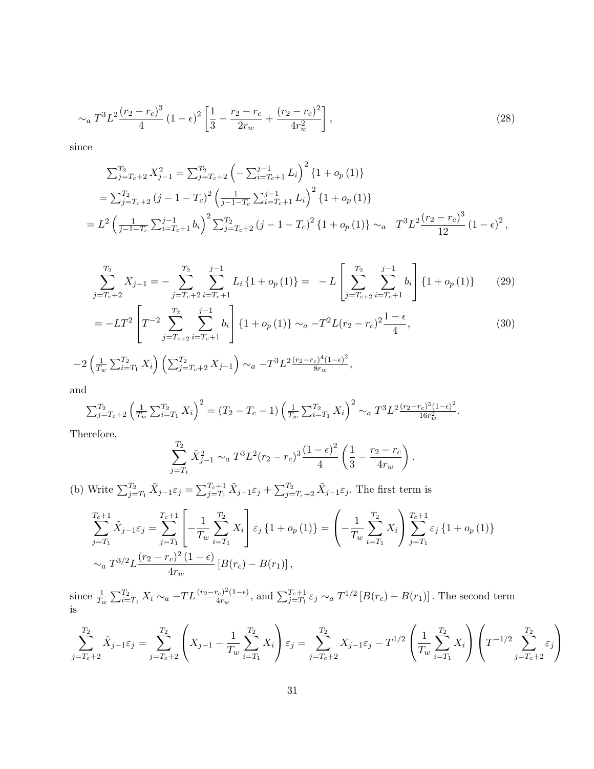$$\sim_a T^3 L^2 \frac{(r_2 - r_c)^3}{4} (1-\epsilon)^2 \left[ \frac{1}{3} - \frac{r_2 - r_c}{2r_w} + \frac{(r_2 - r_c)^2}{4r_w^2} \right], \tag{28}$$

since

$$\begin{aligned}
&\textstyle\sum_{j=T_c+2}^{T_2} X_{j-1}^2 = \sum_{j=T_c+2}^{T_2} \left( -\sum_{i=T_c+1}^{j-1} L_i \right)^2 \{1 + o_p(1)\} \\
&= \textstyle\sum_{j=T_c+2}^{T_2} (j-1-T_c)^2 \left( \frac{1}{j-1-T_c} \sum_{i=T_c+1}^{j-1} L_i \right)^2 \{1 + o_p(1)\} \\
&= L^2 \left( \tfrac{1}{j-1-T_c} \textstyle\sum_{i=T_c+1}^{j-1} b_i \right)^2 \textstyle\sum_{j=T_c+2}^{T_2} (j-1-T_c)^2 \{1 + o_p(1)\} \sim_a \quad T^3 L^2 \frac{(r_2 - r_c)^3}{12} (1-\epsilon)^2,
\end{aligned}$$

$$\sum_{j=T_c+2}^{T_2} X_{j-1} = -\sum_{j=T_c+2}^{T_2} \sum_{i=T_c+1}^{j-1} L_i \{1 + o_p(1)\} = \; -L \left[ \sum_{j=T_{c+2}}^{T_2} \sum_{i=T_c+1}^{j-1} b_i \right] \{1 + o_p(1)\} \tag{29}$$

$$= -LT^2 \left[ T^{-2} \sum_{j=T_{c+2}}^{T_2} \sum_{i=T_c+1}^{j-1} b_i \right] \{1 + o_p(1)\} \sim_a -T^2 L (r_2 - r_c)^2 \frac{1-\epsilon}{4}, \tag{30}$$

$$-2 \left( \tfrac{1}{T_w} \textstyle\sum_{i=T_1}^{T_2} X_i \right) \left( \textstyle\sum_{j=T_c+2}^{T_2} X_{j-1} \right) \sim_a -T^3 L^2 \tfrac{(r_2 - r_c)^4 (1-\epsilon)^2}{8r_w},$$

and

$$\textstyle\sum_{j=T_c+2}^{T_2} \left( \frac{1}{T_w} \sum_{i=T_1}^{T_2} X_i \right)^2 = (T_2 - T_c - 1) \left( \frac{1}{T_w} \sum_{i=T_1}^{T_2} X_i \right)^2 \sim_a T^3 L^2 \frac{(r_2 - r_c)^5 (1-\epsilon)^2}{16 r_w^2}.$$

Therefore,

$$\sum_{j=T_1}^{T_2} \tilde{X}_{j-1}^2 \sim_a T^3 L^2 (r_2 - r_c)^3 \frac{(1-\epsilon)^2}{4} \left( \frac{1}{3} - \frac{r_2 - r_c}{4r_w} \right).$$

(b) Write $\sum_{j=T_1}^{T_2} \tilde{X}_{j-1} \varepsilon_j = \sum_{j=T_1}^{T_c+1} \tilde{X}_{j-1} \varepsilon_j + \sum_{j=T_c+2}^{T_2} \tilde{X}_{j-1} \varepsilon_j$. The first term is

$$\begin{aligned}
&\sum_{j=T_1}^{T_c+1} \tilde{X}_{j-1} \varepsilon_j = \sum_{j=T_1}^{T_c+1} \left[ -\frac{1}{T_w} \sum_{i=T_1}^{T_2} X_i \right] \varepsilon_j \{1 + o_p(1)\} = \left( -\frac{1}{T_w} \sum_{i=T_1}^{T_2} X_i \right) \sum_{j=T_1}^{T_c+1} \varepsilon_j \{1 + o_p(1)\} \\
&\sim_a T^{3/2} L \frac{(r_2 - r_c)^2 (1-\epsilon)}{4r_w} \left[ B(r_c) - B(r_1) \right],
\end{aligned}$$

since $\frac{1}{T_w} \sum_{i=T_1}^{T_2} X_i \sim_a -TL \frac{(r_2 - r_c)^2 (1-\epsilon)}{4r_w}$, and $\sum_{j=T_1}^{T_c+1} \varepsilon_j \sim_a T^{1/2} \left[ B(r_c) - B(r_1) \right]$. The second term is

$$\sum_{j=T_c+2}^{T_2} \tilde{X}_{j-1} \varepsilon_j = \sum_{j=T_c+2}^{T_2} \left( X_{j-1} - \frac{1}{T_w} \sum_{i=T_1}^{T_2} X_i \right) \varepsilon_j = \sum_{j=T_c+2}^{T_2} X_{j-1} \varepsilon_j - T^{1/2} \left( \frac{1}{T_w} \sum_{i=T_1}^{T_2} X_i \right) \left( T^{-1/2} \sum_{j=T_c+2}^{T_2} \varepsilon_j \right)$$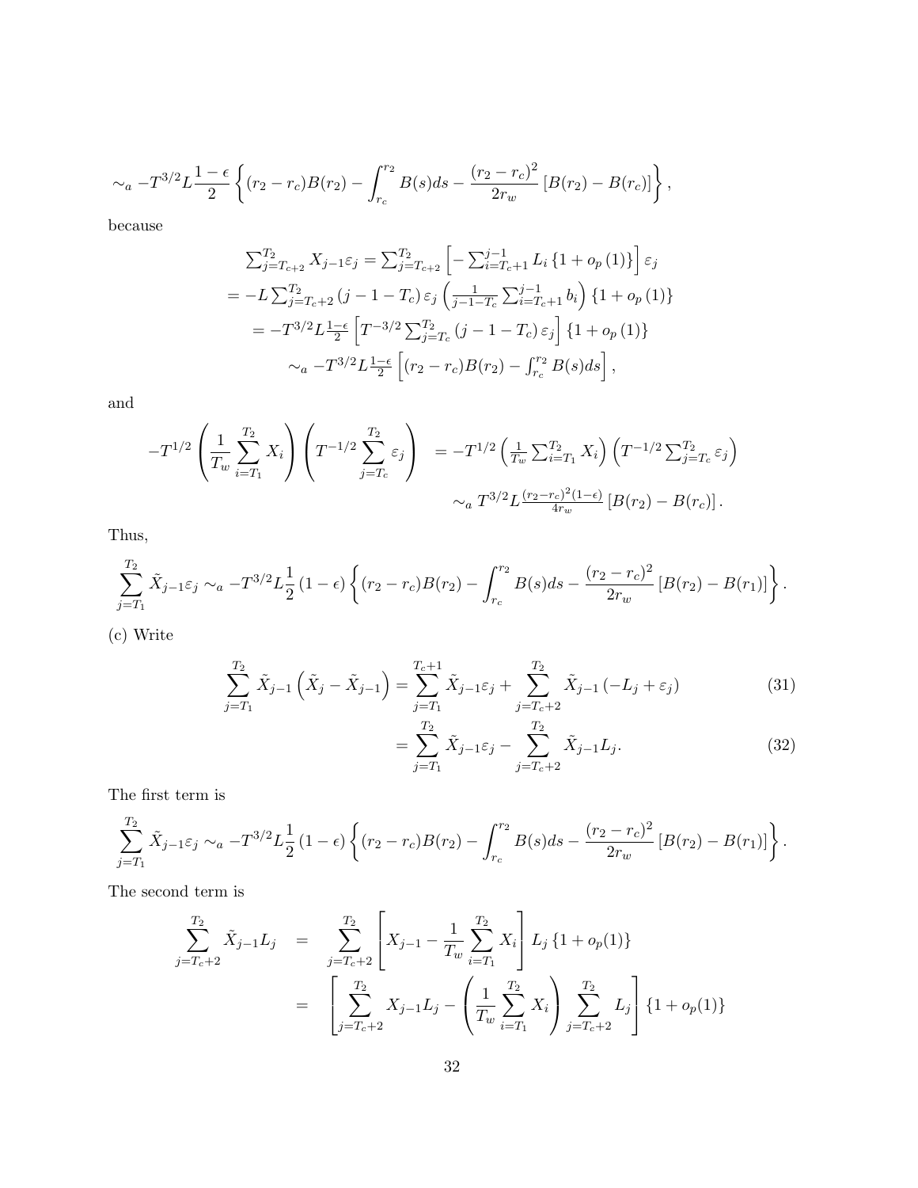$$
\sim_a -T^{3/2} L \frac{1-\epsilon}{2} \left\{ (r_2 - r_c) B(r_2) - \int_{r_c}^{r_2} B(s) ds - \frac{(r_2 - r_c)^2}{2r_w} \left[ B(r_2) - B(r_c) \right] \right\},
$$

because

$$
\begin{aligned}
\textstyle\sum_{j=T_{c+2}}^{T_2} X_{j-1}\varepsilon_j &= \textstyle\sum_{j=T_{c+2}}^{T_2} \left[ -\sum_{i=T_c+1}^{j-1} L_i \left\{1 + o_p(1)\right\} \right] \varepsilon_j \\
&= -L \textstyle\sum_{j=T_c+2}^{T_2} (j-1-T_c)\, \varepsilon_j \left( \frac{1}{j-1-T_c} \sum_{i=T_c+1}^{j-1} b_i \right) \left\{1 + o_p(1)\right\} \\
&= -T^{3/2} L \tfrac{1-\epsilon}{2} \left[ T^{-3/2} \textstyle\sum_{j=T_c}^{T_2} (j-1-T_c)\, \varepsilon_j \right] \left\{1 + o_p(1)\right\} \\
&\sim_a -T^{3/2} L \tfrac{1-\epsilon}{2} \left[ (r_2 - r_c) B(r_2) - \textstyle\int_{r_c}^{r_2} B(s) ds \right],
\end{aligned}
$$

and

$$
\begin{aligned}
-T^{1/2} \left( \frac{1}{T_w} \sum_{i=T_1}^{T_2} X_i \right) \left( T^{-1/2} \sum_{j=T_c}^{T_2} \varepsilon_j \right) &= -T^{1/2} \left( \tfrac{1}{T_w} \textstyle\sum_{i=T_1}^{T_2} X_i \right) \left( T^{-1/2} \textstyle\sum_{j=T_c}^{T_2} \varepsilon_j \right) \\
&\sim_a T^{3/2} L \tfrac{(r_2 - r_c)^2 (1-\epsilon)}{4 r_w} \left[ B(r_2) - B(r_c) \right].
\end{aligned}
$$

Thus,

$$
\sum_{j=T_1}^{T_2} \tilde{X}_{j-1}\varepsilon_j \sim_a -T^{3/2} L \frac{1}{2} (1-\epsilon) \left\{ (r_2 - r_c) B(r_2) - \int_{r_c}^{r_2} B(s) ds - \frac{(r_2 - r_c)^2}{2r_w} \left[ B(r_2) - B(r_1) \right] \right\}.
$$

(c) Write

$$
\sum_{j=T_1}^{T_2} \tilde{X}_{j-1} \left( \tilde{X}_j - \tilde{X}_{j-1} \right) = \sum_{j=T_1}^{T_c+1} \tilde{X}_{j-1}\varepsilon_j + \sum_{j=T_c+2}^{T_2} \tilde{X}_{j-1} \left( -L_j + \varepsilon_j \right) \tag{31}
$$

$$
= \sum_{j=T_1}^{T_2} \tilde{X}_{j-1}\varepsilon_j - \sum_{j=T_c+2}^{T_2} \tilde{X}_{j-1} L_j. \tag{32}
$$

The first term is

$$
\sum_{j=T_1}^{T_2} \tilde{X}_{j-1}\varepsilon_j \sim_a -T^{3/2} L \frac{1}{2} (1-\epsilon) \left\{ (r_2 - r_c) B(r_2) - \int_{r_c}^{r_2} B(s) ds - \frac{(r_2 - r_c)^2}{2r_w} \left[ B(r_2) - B(r_1) \right] \right\}.
$$

The second term is

$$
\begin{aligned}
\sum_{j=T_c+2}^{T_2} \tilde{X}_{j-1} L_j &= \sum_{j=T_c+2}^{T_2} \left[ X_{j-1} - \frac{1}{T_w} \sum_{i=T_1}^{T_2} X_i \right] L_j \left\{1 + o_p(1)\right\} \\
&= \left[ \sum_{j=T_c+2}^{T_2} X_{j-1} L_j - \left( \frac{1}{T_w} \sum_{i=T_1}^{T_2} X_i \right) \sum_{j=T_c+2}^{T_2} L_j \right] \left\{1 + o_p(1)\right\}
\end{aligned}
$$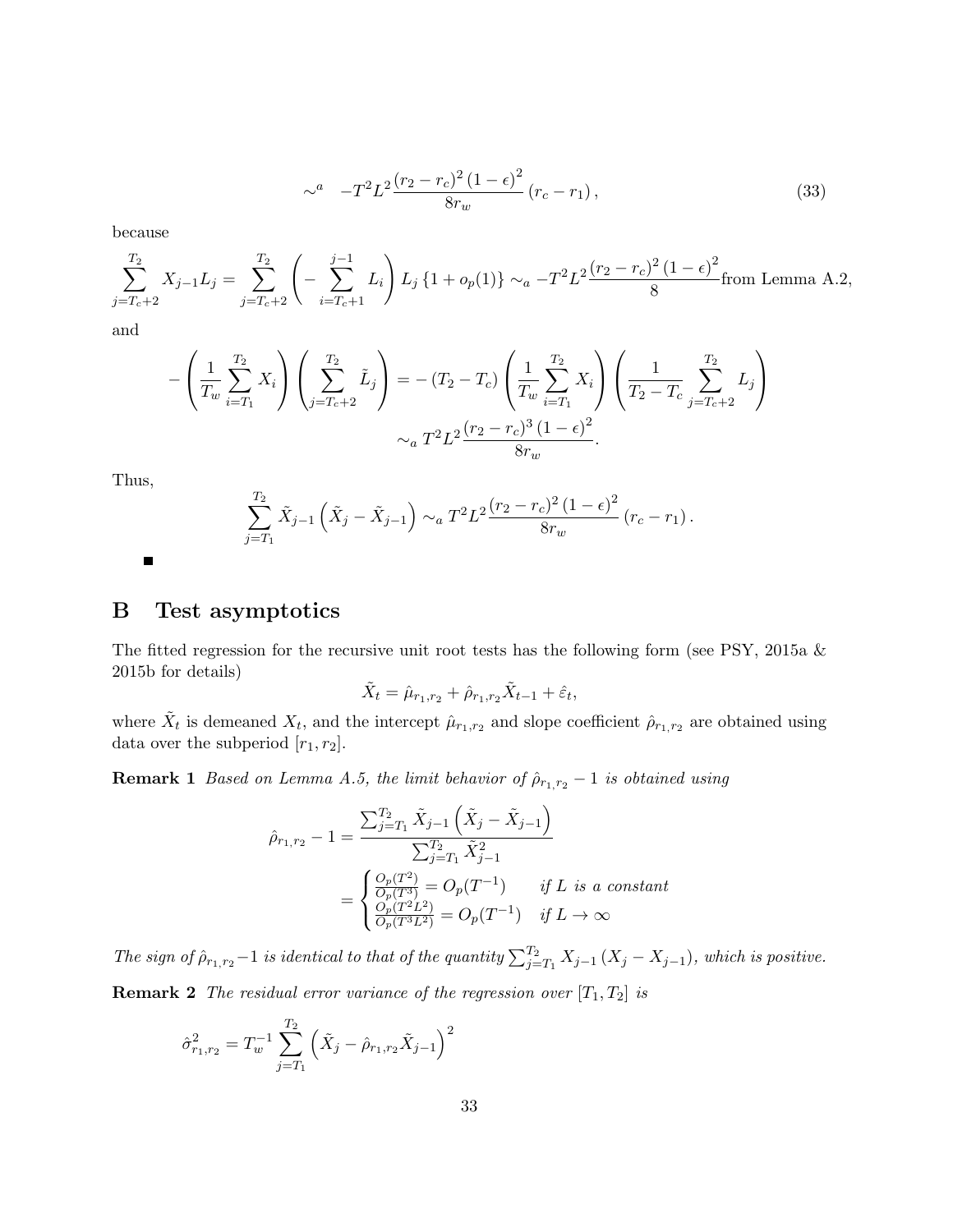$$\sim^{a} \quad -T^{2}L^{2}\frac{(r_{2}-r_{c})^{2}(1-\epsilon)^{2}}{8r_{w}}(r_{c}-r_{1}), \tag{33}$$

because

$$\sum_{j=T_c+2}^{T_2} X_{j-1}L_j = \sum_{j=T_c+2}^{T_2}\left(-\sum_{i=T_c+1}^{j-1} L_i\right)L_j\{1+o_p(1)\} \sim_a -T^2L^2\frac{(r_2-r_c)^2(1-\epsilon)^2}{8} \text{from Lemma A.2,}$$

and

$$\begin{aligned}
-\left(\frac{1}{T_w}\sum_{i=T_1}^{T_2} X_i\right)\left(\sum_{j=T_c+2}^{T_2}\tilde{L}_j\right) &= -(T_2-T_c)\left(\frac{1}{T_w}\sum_{i=T_1}^{T_2} X_i\right)\left(\frac{1}{T_2-T_c}\sum_{j=T_c+2}^{T_2} L_j\right) \\
&\sim_a T^2L^2\frac{(r_2-r_c)^3(1-\epsilon)^2}{8r_w}.
\end{aligned}$$

Thus,

$$\sum_{j=T_1}^{T_2}\tilde{X}_{j-1}\left(\tilde{X}_j-\tilde{X}_{j-1}\right) \sim_a T^2L^2\frac{(r_2-r_c)^2(1-\epsilon)^2}{8r_w}(r_c-r_1).$$

■

## B Test asymptotics

The fitted regression for the recursive unit root tests has the following form (see PSY, 2015a & 2015b for details)

$$\tilde{X}_t = \hat{\mu}_{r_1,r_2} + \hat{\rho}_{r_1,r_2}\tilde{X}_{t-1} + \hat{\varepsilon}_t,$$

where $\tilde{X}_t$ is demeaned $X_t$, and the intercept $\hat{\mu}_{r_1,r_2}$ and slope coefficient $\hat{\rho}_{r_1,r_2}$ are obtained using data over the subperiod $[r_1, r_2]$.

**Remark 1** *Based on Lemma A.5, the limit behavior of $\hat{\rho}_{r_1,r_2}-1$ is obtained using*

$$\begin{aligned}
\hat{\rho}_{r_1,r_2}-1 &= \frac{\sum_{j=T_1}^{T_2}\tilde{X}_{j-1}\left(\tilde{X}_j-\tilde{X}_{j-1}\right)}{\sum_{j=T_1}^{T_2}\tilde{X}_{j-1}^2} \\
&= \begin{cases} \frac{O_p(T^2)}{O_p(T^3)} = O_p(T^{-1}) & \text{if } L \text{ is a constant} \\ \frac{O_p(T^2L^2)}{O_p(T^3L^2)} = O_p(T^{-1}) & \text{if } L \to \infty \end{cases}
\end{aligned}$$

*The sign of $\hat{\rho}_{r_1,r_2}-1$ is identical to that of the quantity $\sum_{j=T_1}^{T_2} X_{j-1}(X_j - X_{j-1})$, which is positive.*

**Remark 2** *The residual error variance of the regression over $[T_1, T_2]$ is*

$$\hat{\sigma}^2_{r_1,r_2} = T_w^{-1}\sum_{j=T_1}^{T_2}\left(\tilde{X}_j - \hat{\rho}_{r_1,r_2}\tilde{X}_{j-1}\right)^2$$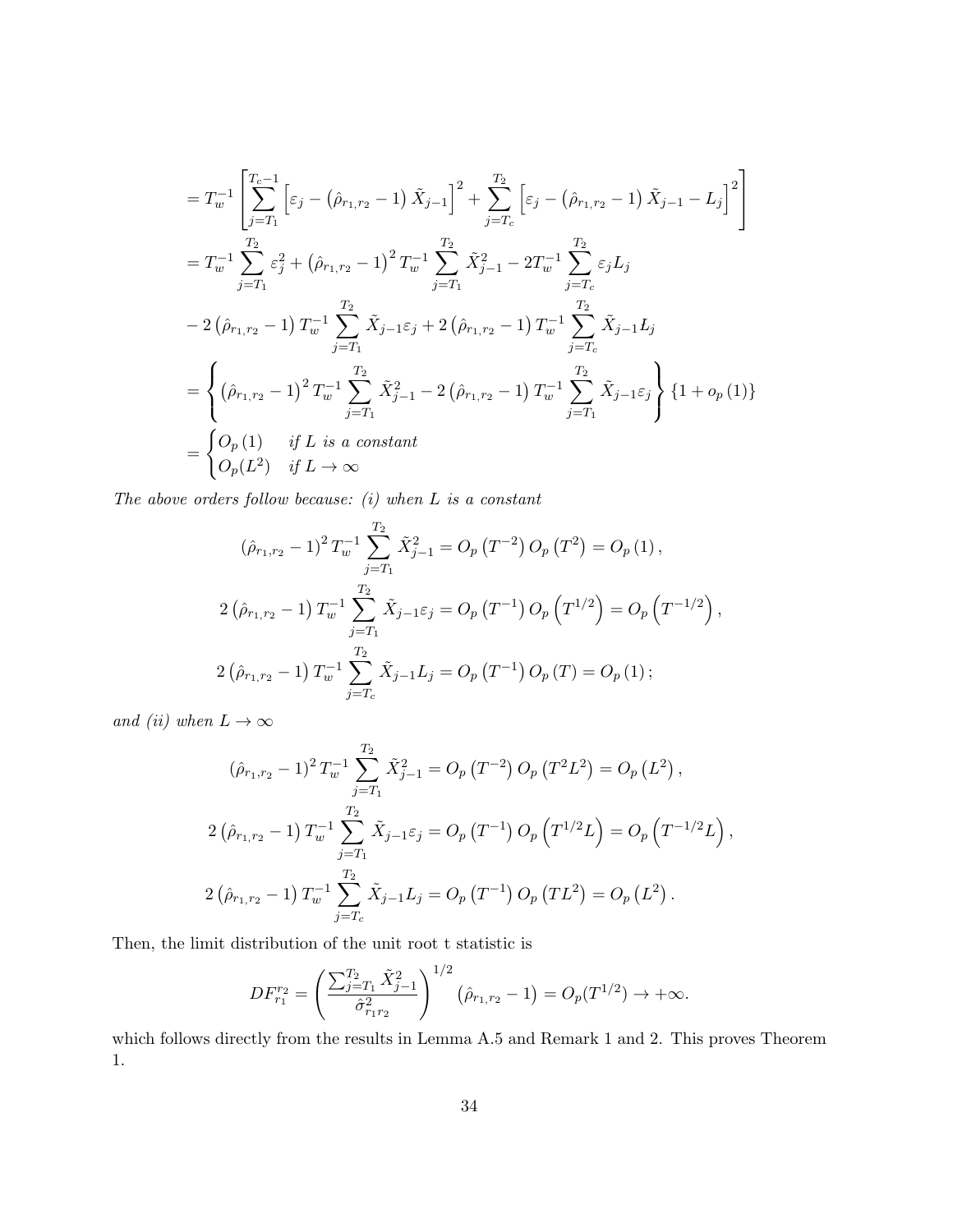$$
\begin{aligned}
&= T_w^{-1}\left[\sum_{j=T_1}^{T_c-1}\left[\varepsilon_j-\left(\hat{\rho}_{r_1,r_2}-1\right)\tilde{X}_{j-1}\right]^2+\sum_{j=T_c}^{T_2}\left[\varepsilon_j-\left(\hat{\rho}_{r_1,r_2}-1\right)\tilde{X}_{j-1}-L_j\right]^2\right] \\
&= T_w^{-1}\sum_{j=T_1}^{T_2}\varepsilon_j^2+\left(\hat{\rho}_{r_1,r_2}-1\right)^2 T_w^{-1}\sum_{j=T_1}^{T_2}\tilde{X}_{j-1}^2-2T_w^{-1}\sum_{j=T_c}^{T_2}\varepsilon_j L_j \\
&-2\left(\hat{\rho}_{r_1,r_2}-1\right)T_w^{-1}\sum_{j=T_1}^{T_2}\tilde{X}_{j-1}\varepsilon_j+2\left(\hat{\rho}_{r_1,r_2}-1\right)T_w^{-1}\sum_{j=T_c}^{T_2}\tilde{X}_{j-1}L_j \\
&= \left\{\left(\hat{\rho}_{r_1,r_2}-1\right)^2 T_w^{-1}\sum_{j=T_1}^{T_2}\tilde{X}_{j-1}^2-2\left(\hat{\rho}_{r_1,r_2}-1\right)T_w^{-1}\sum_{j=T_1}^{T_2}\tilde{X}_{j-1}\varepsilon_j\right\}\left\{1+o_p(1)\right\} \\
&= \begin{cases} O_p(1) & \text{if } L \text{ is a constant} \\ O_p(L^2) & \text{if } L\to\infty \end{cases}
\end{aligned}
$$

*The above orders follow because: (i) when $L$ is a constant*

$$
\begin{aligned}
\left(\hat{\rho}_{r_1,r_2}-1\right)^2 T_w^{-1}\sum_{j=T_1}^{T_2}\tilde{X}_{j-1}^2 &= O_p\left(T^{-2}\right)O_p\left(T^2\right)=O_p(1), \\
2\left(\hat{\rho}_{r_1,r_2}-1\right)T_w^{-1}\sum_{j=T_1}^{T_2}\tilde{X}_{j-1}\varepsilon_j &= O_p\left(T^{-1}\right)O_p\left(T^{1/2}\right)=O_p\left(T^{-1/2}\right), \\
2\left(\hat{\rho}_{r_1,r_2}-1\right)T_w^{-1}\sum_{j=T_c}^{T_2}\tilde{X}_{j-1}L_j &= O_p\left(T^{-1}\right)O_p(T)=O_p(1);
\end{aligned}
$$

*and (ii) when $L\to\infty$*

$$
\begin{aligned}
\left(\hat{\rho}_{r_1,r_2}-1\right)^2 T_w^{-1}\sum_{j=T_1}^{T_2}\tilde{X}_{j-1}^2 &= O_p\left(T^{-2}\right)O_p\left(T^2L^2\right)=O_p\left(L^2\right), \\
2\left(\hat{\rho}_{r_1,r_2}-1\right)T_w^{-1}\sum_{j=T_1}^{T_2}\tilde{X}_{j-1}\varepsilon_j &= O_p\left(T^{-1}\right)O_p\left(T^{1/2}L\right)=O_p\left(T^{-1/2}L\right), \\
2\left(\hat{\rho}_{r_1,r_2}-1\right)T_w^{-1}\sum_{j=T_c}^{T_2}\tilde{X}_{j-1}L_j &= O_p\left(T^{-1}\right)O_p\left(TL^2\right)=O_p\left(L^2\right).
\end{aligned}
$$

Then, the limit distribution of the unit root t statistic is

$$
DF_{r_1}^{r_2}=\left(\frac{\sum_{j=T_1}^{T_2}\tilde{X}_{j-1}^2}{\hat{\sigma}_{r_1r_2}^2}\right)^{1/2}\left(\hat{\rho}_{r_1,r_2}-1\right)=O_p(T^{1/2})\to+\infty.
$$

which follows directly from the results in Lemma A.5 and Remark 1 and 2. This proves Theorem 1.